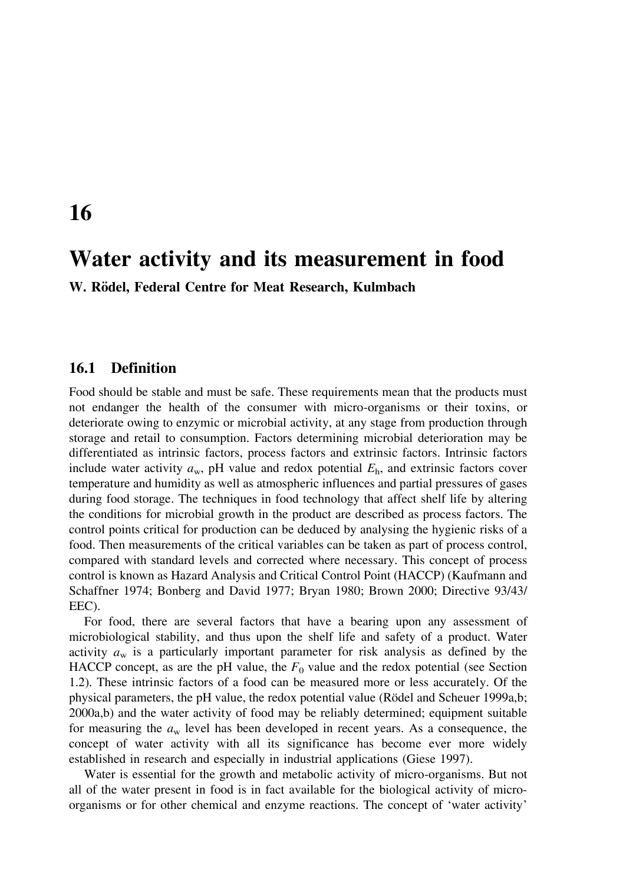# 16

# Water activity and its measurement in food

**W. Rödel, Federal Centre for Meat Research, Kulmbach**

## 16.1 Definition

Food should be stable and must be safe. These requirements mean that the products must not endanger the health of the consumer with micro-organisms or their toxins, or deteriorate owing to enzymic or microbial activity, at any stage from production through storage and retail to consumption. Factors determining microbial deterioration may be differentiated as intrinsic factors, process factors and extrinsic factors. Intrinsic factors include water activity $a_w$, pH value and redox potential $E_h$, and extrinsic factors cover temperature and humidity as well as atmospheric influences and partial pressures of gases during food storage. The techniques in food technology that affect shelf life by altering the conditions for microbial growth in the product are described as process factors. The control points critical for production can be deduced by analysing the hygienic risks of a food. Then measurements of the critical variables can be taken as part of process control, compared with standard levels and corrected where necessary. This concept of process control is known as Hazard Analysis and Critical Control Point (HACCP) (Kaufmann and Schaffner 1974; Bonberg and David 1977; Bryan 1980; Brown 2000; Directive 93/43/EEC).

For food, there are several factors that have a bearing upon any assessment of microbiological stability, and thus upon the shelf life and safety of a product. Water activity $a_w$ is a particularly important parameter for risk analysis as defined by the HACCP concept, as are the pH value, the $F_0$ value and the redox potential (see Section 1.2). These intrinsic factors of a food can be measured more or less accurately. Of the physical parameters, the pH value, the redox potential value (Rödel and Scheuer 1999a,b; 2000a,b) and the water activity of food may be reliably determined; equipment suitable for measuring the $a_w$ level has been developed in recent years. As a consequence, the concept of water activity with all its significance has become ever more widely established in research and especially in industrial applications (Giese 1997).

Water is essential for the growth and metabolic activity of micro-organisms. But not all of the water present in food is in fact available for the biological activity of micro-organisms or for other chemical and enzyme reactions. The concept of 'water activity'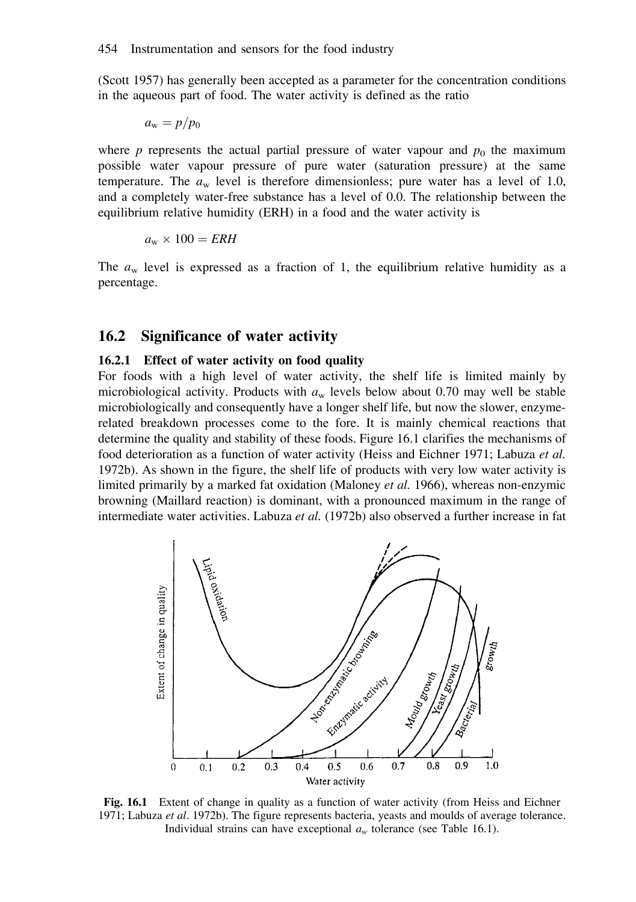(Scott 1957) has generally been accepted as a parameter for the concentration conditions in the aqueous part of food. The water activity is defined as the ratio

$$a_w = p/p_0$$

where $p$ represents the actual partial pressure of water vapour and $p_0$ the maximum possible water vapour pressure of pure water (saturation pressure) at the same temperature. The $a_w$ level is therefore dimensionless; pure water has a level of 1.0, and a completely water-free substance has a level of 0.0. The relationship between the equilibrium relative humidity (ERH) in a food and the water activity is

$$a_w \times 100 = ERH$$

The $a_w$ level is expressed as a fraction of 1, the equilibrium relative humidity as a percentage.

## 16.2 Significance of water activity

### 16.2.1 Effect of water activity on food quality

For foods with a high level of water activity, the shelf life is limited mainly by microbiological activity. Products with $a_w$ levels below about 0.70 may well be stable microbiologically and consequently have a longer shelf life, but now the slower, enzyme-related breakdown processes come to the fore. It is mainly chemical reactions that determine the quality and stability of these foods. Figure 16.1 clarifies the mechanisms of food deterioration as a function of water activity (Heiss and Eichner 1971; Labuza *et al.* 1972b). As shown in the figure, the shelf life of products with very low water activity is limited primarily by a marked fat oxidation (Maloney *et al.* 1966), whereas non-enzymic browning (Maillard reaction) is dominant, with a pronounced maximum in the range of intermediate water activities. Labuza *et al.* (1972b) also observed a further increase in fat

**Fig. 16.1** Extent of change in quality as a function of water activity (from Heiss and Eichner 1971; Labuza *et al.* 1972b). The figure represents bacteria, yeasts and moulds of average tolerance. Individual strains can have exceptional $a_w$ tolerance (see Table 16.1).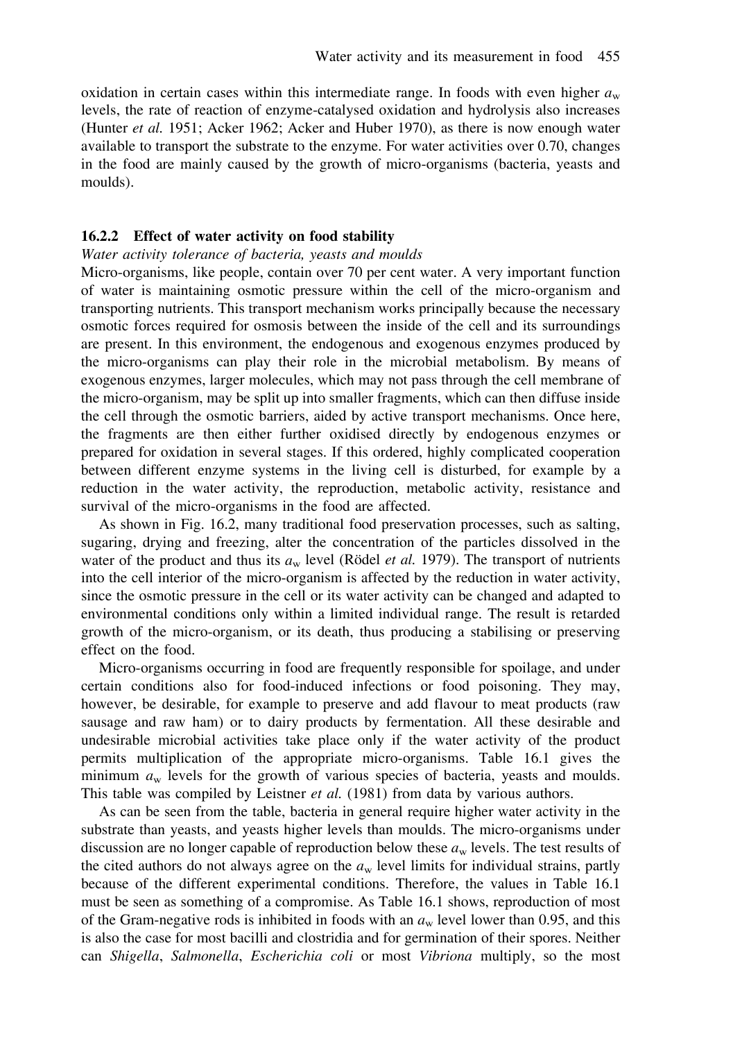oxidation in certain cases within this intermediate range. In foods with even higher $a_w$ levels, the rate of reaction of enzyme-catalysed oxidation and hydrolysis also increases (Hunter *et al.* 1951; Acker 1962; Acker and Huber 1970), as there is now enough water available to transport the substrate to the enzyme. For water activities over 0.70, changes in the food are mainly caused by the growth of micro-organisms (bacteria, yeasts and moulds).

### 16.2.2 Effect of water activity on food stability

*Water activity tolerance of bacteria, yeasts and moulds*

Micro-organisms, like people, contain over 70 per cent water. A very important function of water is maintaining osmotic pressure within the cell of the micro-organism and transporting nutrients. This transport mechanism works principally because the necessary osmotic forces required for osmosis between the inside of the cell and its surroundings are present. In this environment, the endogenous and exogenous enzymes produced by the micro-organisms can play their role in the microbial metabolism. By means of exogenous enzymes, larger molecules, which may not pass through the cell membrane of the micro-organism, may be split up into smaller fragments, which can then diffuse inside the cell through the osmotic barriers, aided by active transport mechanisms. Once here, the fragments are then either further oxidised directly by endogenous enzymes or prepared for oxidation in several stages. If this ordered, highly complicated cooperation between different enzyme systems in the living cell is disturbed, for example by a reduction in the water activity, the reproduction, metabolic activity, resistance and survival of the micro-organisms in the food are affected.

As shown in Fig. 16.2, many traditional food preservation processes, such as salting, sugaring, drying and freezing, alter the concentration of the particles dissolved in the water of the product and thus its $a_w$ level (Rödel *et al.* 1979). The transport of nutrients into the cell interior of the micro-organism is affected by the reduction in water activity, since the osmotic pressure in the cell or its water activity can be changed and adapted to environmental conditions only within a limited individual range. The result is retarded growth of the micro-organism, or its death, thus producing a stabilising or preserving effect on the food.

Micro-organisms occurring in food are frequently responsible for spoilage, and under certain conditions also for food-induced infections or food poisoning. They may, however, be desirable, for example to preserve and add flavour to meat products (raw sausage and raw ham) or to dairy products by fermentation. All these desirable and undesirable microbial activities take place only if the water activity of the product permits multiplication of the appropriate micro-organisms. Table 16.1 gives the minimum $a_w$ levels for the growth of various species of bacteria, yeasts and moulds. This table was compiled by Leistner *et al.* (1981) from data by various authors.

As can be seen from the table, bacteria in general require higher water activity in the substrate than yeasts, and yeasts higher levels than moulds. The micro-organisms under discussion are no longer capable of reproduction below these $a_w$ levels. The test results of the cited authors do not always agree on the $a_w$ level limits for individual strains, partly because of the different experimental conditions. Therefore, the values in Table 16.1 must be seen as something of a compromise. As Table 16.1 shows, reproduction of most of the Gram-negative rods is inhibited in foods with an $a_w$ level lower than 0.95, and this is also the case for most bacilli and clostridia and for germination of their spores. Neither can *Shigella*, *Salmonella*, *Escherichia coli* or most *Vibriona* multiply, so the most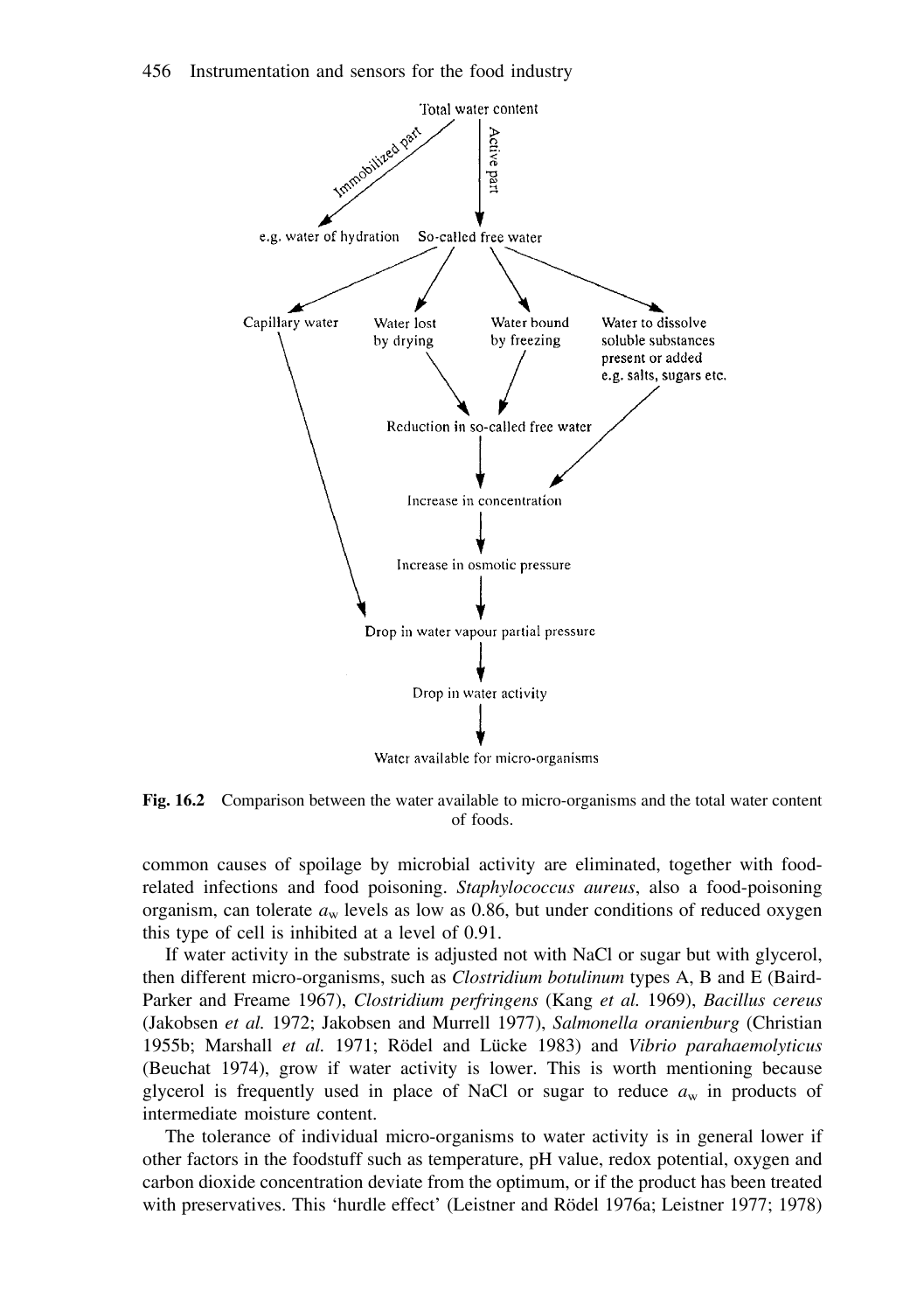**Fig. 16.2** Comparison between the water available to micro-organisms and the total water content of foods.

common causes of spoilage by microbial activity are eliminated, together with food-related infections and food poisoning. *Staphylococcus aureus*, also a food-poisoning organism, can tolerate $a_w$ levels as low as 0.86, but under conditions of reduced oxygen this type of cell is inhibited at a level of 0.91.

If water activity in the substrate is adjusted not with NaCl or sugar but with glycerol, then different micro-organisms, such as *Clostridium botulinum* types A, B and E (Baird-Parker and Freame 1967), *Clostridium perfringens* (Kang *et al.* 1969), *Bacillus cereus* (Jakobsen *et al.* 1972; Jakobsen and Murrell 1977), *Salmonella oranienburg* (Christian 1955b; Marshall *et al.* 1971; Rödel and Lücke 1983) and *Vibrio parahaemolyticus* (Beuchat 1974), grow if water activity is lower. This is worth mentioning because glycerol is frequently used in place of NaCl or sugar to reduce $a_w$ in products of intermediate moisture content.

The tolerance of individual micro-organisms to water activity is in general lower if other factors in the foodstuff such as temperature, pH value, redox potential, oxygen and carbon dioxide concentration deviate from the optimum, or if the product has been treated with preservatives. This 'hurdle effect' (Leistner and Rödel 1976a; Leistner 1977; 1978)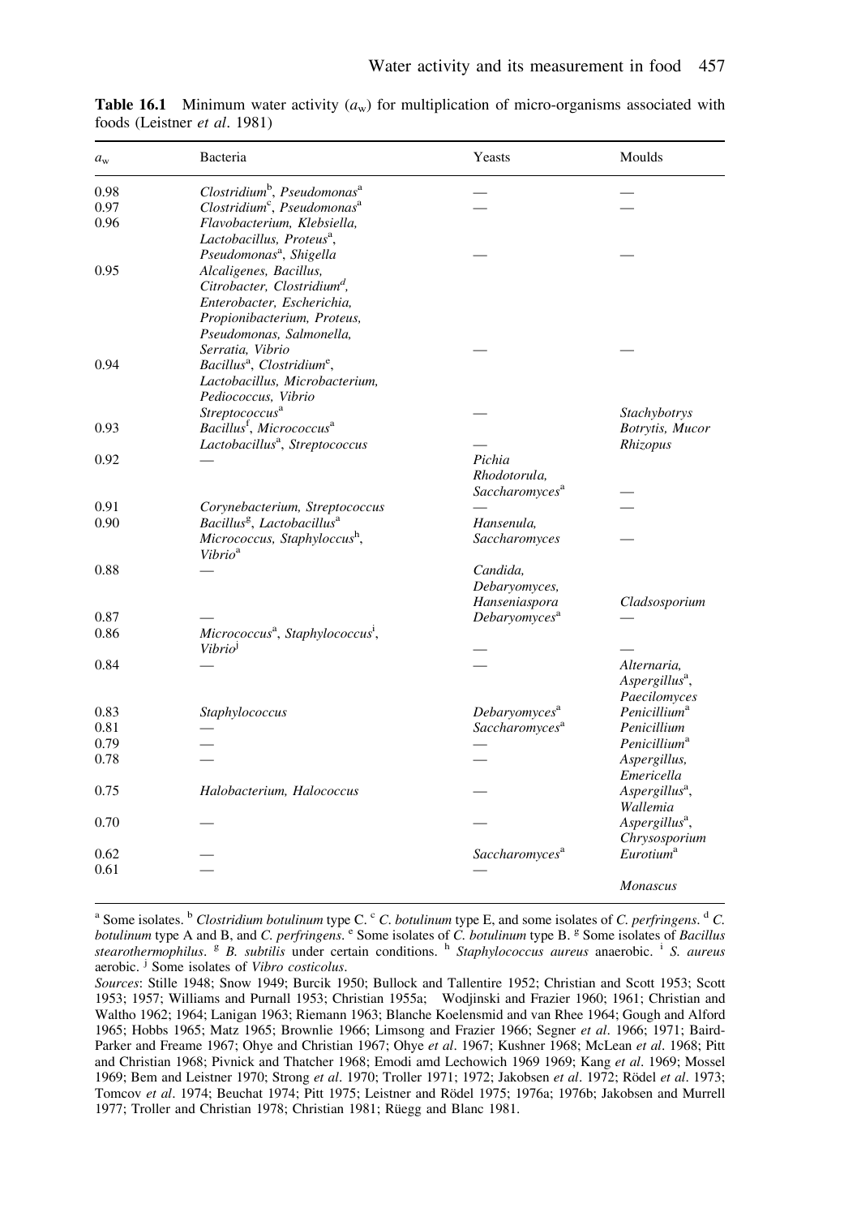**Table 16.1** Minimum water activity ($a_w$) for multiplication of micro-organisms associated with foods (Leistner *et al*. 1981)

| $a_w$ | Bacteria | Yeasts | Moulds |
|---|---|---|---|
| 0.98 | *Clostridium*[b], *Pseudomonas*[a] | — | — |
| 0.97 | *Clostridium*[c], *Pseudomonas*[a] | — | — |
| 0.96 | *Flavobacterium, Klebsiella, Lactobacillus, Proteus*[a], *Pseudomonas*[a], *Shigella* | — | — |
| 0.95 | *Alcaligenes, Bacillus, Citrobacter, Clostridium*[d], *Enterobacter, Escherichia, Propionibacterium, Proteus, Pseudomonas, Salmonella, Serratia, Vibrio* | — | — |
| 0.94 | *Bacillus*[a], *Clostridium*[e], *Lactobacillus, Microbacterium, Pediococcus, Vibrio Streptococcus*[a] | — | *Stachybotrys* |
| 0.93 | *Bacillus*[f], *Micrococcus*[a] *Lactobacillus*[a], *Streptococcus* | — | *Botrytis, Mucor Rhizopus* |
| 0.92 | — | *Pichia Rhodotorula, Saccharomyces*[a] | — |
| 0.91 | *Corynebacterium, Streptococcus* | — | — |
| 0.90 | *Bacillus*[g], *Lactobacillus*[a] *Micrococcus, Staphyloccus*[h], *Vibrio*[a] | *Hansenula, Saccharomyces* | — |
| 0.88 | — | *Candida, Debaryomyces, Hanseniaspora* | *Cladsosporium* |
| 0.87 | — | *Debaryomyces*[a] | — |
| 0.86 | *Micrococcus*[a], *Staphylococcus*[i], *Vibrio*[j] | — | — |
| 0.84 | — | — | *Alternaria, Aspergillus*[a], *Paecilomyces* |
| 0.83 | *Staphylococcus* | *Debaryomyces*[a] | *Penicillium*[a] |
| 0.81 | — | *Saccharomyces*[a] | *Penicillium* |
| 0.79 | — | — | *Penicillium*[a] |
| 0.78 | — | — | *Aspergillus, Emericella* |
| 0.75 | *Halobacterium, Halococcus* | — | *Aspergillus*[a], *Wallemia* |
| 0.70 | — | — | *Aspergillus*[a], *Chrysosporium* |
| 0.62 | — | *Saccharomyces*[a] | *Eurotium*[a] |
| 0.61 | — | — | *Monascus* |

[a] Some isolates. [b] *Clostridium botulinum* type C. [c] *C. botulinum* type E, and some isolates of *C. perfringens*. [d] *C. botulinum* type A and B, and *C. perfringens*. [e] Some isolates of *C. botulinum* type B. [g] Some isolates of *Bacillus stearothermophilus*. [g] *B. subtilis* under certain conditions. [h] *Staphylococcus aureus* anaerobic. [i] *S. aureus* aerobic. [j] Some isolates of *Vibro costicolus*.

*Sources*: Stille 1948; Snow 1949; Burcik 1950; Bullock and Tallentire 1952; Christian and Scott 1953; Scott 1953; 1957; Williams and Purnall 1953; Christian 1955a; Wodjinski and Frazier 1960; 1961; Christian and Waltho 1962; 1964; Lanigan 1963; Riemann 1963; Blanche Koelensmid and van Rhee 1964; Gough and Alford 1965; Hobbs 1965; Matz 1965; Brownlie 1966; Limsong and Frazier 1966; Segner *et al*. 1966; 1971; Baird-Parker and Freame 1967; Ohye and Christian 1967; Ohye *et al*. 1967; Kushner 1968; McLean *et al*. 1968; Pitt and Christian 1968; Pivnick and Thatcher 1968; Emodi amd Lechowich 1969 1969; Kang *et al*. 1969; Mossel 1969; Bem and Leistner 1970; Strong *et al*. 1970; Troller 1971; 1972; Jakobsen *et al*. 1972; Rödel *et al*. 1973; Tomcov *et al*. 1974; Beuchat 1974; Pitt 1975; Leistner and Rödel 1975; 1976a; 1976b; Jakobsen and Murrell 1977; Troller and Christian 1978; Christian 1981; Rüegg and Blanc 1981.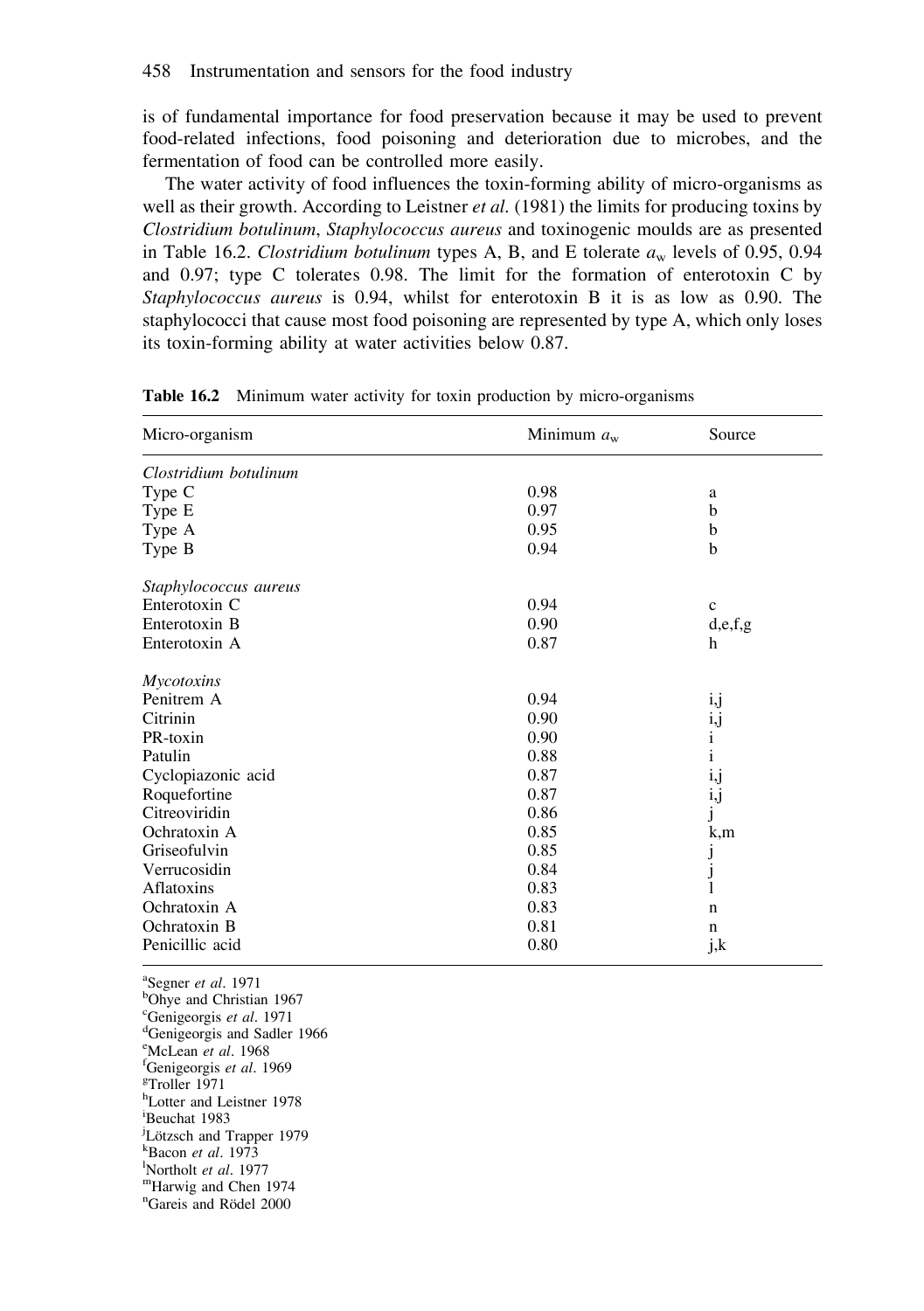is of fundamental importance for food preservation because it may be used to prevent food-related infections, food poisoning and deterioration due to microbes, and the fermentation of food can be controlled more easily.

The water activity of food influences the toxin-forming ability of micro-organisms as well as their growth. According to Leistner *et al.* (1981) the limits for producing toxins by *Clostridium botulinum*, *Staphylococcus aureus* and toxinogenic moulds are as presented in Table 16.2. *Clostridium botulinum* types A, B, and E tolerate $a_w$ levels of 0.95, 0.94 and 0.97; type C tolerates 0.98. The limit for the formation of enterotoxin C by *Staphylococcus aureus* is 0.94, whilst for enterotoxin B it is as low as 0.90. The staphylococci that cause most food poisoning are represented by type A, which only loses its toxin-forming ability at water activities below 0.87.

**Table 16.2** Minimum water activity for toxin production by micro-organisms

| Micro-organism | Minimum $a_w$ | Source |
|---|---|---|
| *Clostridium botulinum* | | |
| Type C | 0.98 | a |
| Type E | 0.97 | b |
| Type A | 0.95 | b |
| Type B | 0.94 | b |
| *Staphylococcus aureus* | | |
| Enterotoxin C | 0.94 | c |
| Enterotoxin B | 0.90 | d,e,f,g |
| Enterotoxin A | 0.87 | h |
| *Mycotoxins* | | |
| Penitrem A | 0.94 | i,j |
| Citrinin | 0.90 | i,j |
| PR-toxin | 0.90 | i |
| Patulin | 0.88 | i |
| Cyclopiazonic acid | 0.87 | i,j |
| Roquefortine | 0.87 | i,j |
| Citreoviridin | 0.86 | j |
| Ochratoxin A | 0.85 | k,m |
| Griseofulvin | 0.85 | j |
| Verrucosidin | 0.84 | j |
| Aflatoxins | 0.83 | l |
| Ochratoxin A | 0.83 | n |
| Ochratoxin B | 0.81 | n |
| Penicillic acid | 0.80 | j,k |

[a]Segner *et al*. 1971
[b]Ohye and Christian 1967
[c]Genigeorgis *et al*. 1971
[d]Genigeorgis and Sadler 1966
[e]McLean *et al*. 1968
[f]Genigeorgis *et al*. 1969
[g]Troller 1971
[h]Lotter and Leistner 1978
[i]Beuchat 1983
[j]Lötzsch and Trapper 1979
[k]Bacon *et al*. 1973
[l]Northolt *et al*. 1977
[m]Harwig and Chen 1974
[n]Gareis and Rödel 2000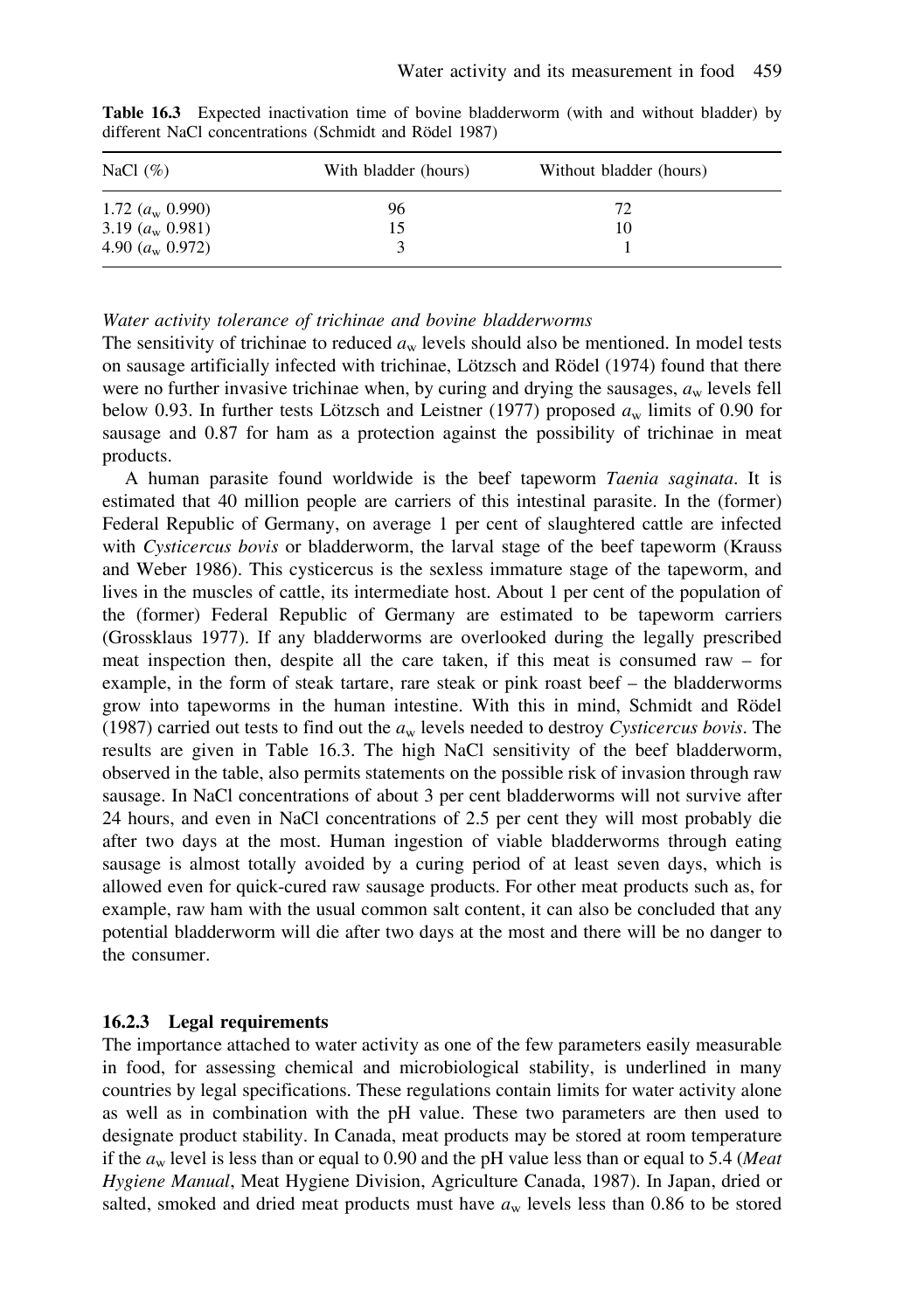**Table 16.3** Expected inactivation time of bovine bladderworm (with and without bladder) by different NaCl concentrations (Schmidt and Rödel 1987)

| NaCl (%) | With bladder (hours) | Without bladder (hours) |
|---|---|---|
| 1.72 ($a_w$ 0.990) | 96 | 72 |
| 3.19 ($a_w$ 0.981) | 15 | 10 |
| 4.90 ($a_w$ 0.972) | 3 | 1 |

*Water activity tolerance of trichinae and bovine bladderworms*

The sensitivity of trichinae to reduced $a_w$ levels should also be mentioned. In model tests on sausage artificially infected with trichinae, Lötzsch and Rödel (1974) found that there were no further invasive trichinae when, by curing and drying the sausages, $a_w$ levels fell below 0.93. In further tests Lötzsch and Leistner (1977) proposed $a_w$ limits of 0.90 for sausage and 0.87 for ham as a protection against the possibility of trichinae in meat products.

A human parasite found worldwide is the beef tapeworm *Taenia saginata*. It is estimated that 40 million people are carriers of this intestinal parasite. In the (former) Federal Republic of Germany, on average 1 per cent of slaughtered cattle are infected with *Cysticercus bovis* or bladderworm, the larval stage of the beef tapeworm (Krauss and Weber 1986). This cysticercus is the sexless immature stage of the tapeworm, and lives in the muscles of cattle, its intermediate host. About 1 per cent of the population of the (former) Federal Republic of Germany are estimated to be tapeworm carriers (Grossklaus 1977). If any bladderworms are overlooked during the legally prescribed meat inspection then, despite all the care taken, if this meat is consumed raw – for example, in the form of steak tartare, rare steak or pink roast beef – the bladderworms grow into tapeworms in the human intestine. With this in mind, Schmidt and Rödel (1987) carried out tests to find out the $a_w$ levels needed to destroy *Cysticercus bovis*. The results are given in Table 16.3. The high NaCl sensitivity of the beef bladderworm, observed in the table, also permits statements on the possible risk of invasion through raw sausage. In NaCl concentrations of about 3 per cent bladderworms will not survive after 24 hours, and even in NaCl concentrations of 2.5 per cent they will most probably die after two days at the most. Human ingestion of viable bladderworms through eating sausage is almost totally avoided by a curing period of at least seven days, which is allowed even for quick-cured raw sausage products. For other meat products such as, for example, raw ham with the usual common salt content, it can also be concluded that any potential bladderworm will die after two days at the most and there will be no danger to the consumer.

### 16.2.3 Legal requirements

The importance attached to water activity as one of the few parameters easily measurable in food, for assessing chemical and microbiological stability, is underlined in many countries by legal specifications. These regulations contain limits for water activity alone as well as in combination with the pH value. These two parameters are then used to designate product stability. In Canada, meat products may be stored at room temperature if the $a_w$ level is less than or equal to 0.90 and the pH value less than or equal to 5.4 (*Meat Hygiene Manual*, Meat Hygiene Division, Agriculture Canada, 1987). In Japan, dried or salted, smoked and dried meat products must have $a_w$ levels less than 0.86 to be stored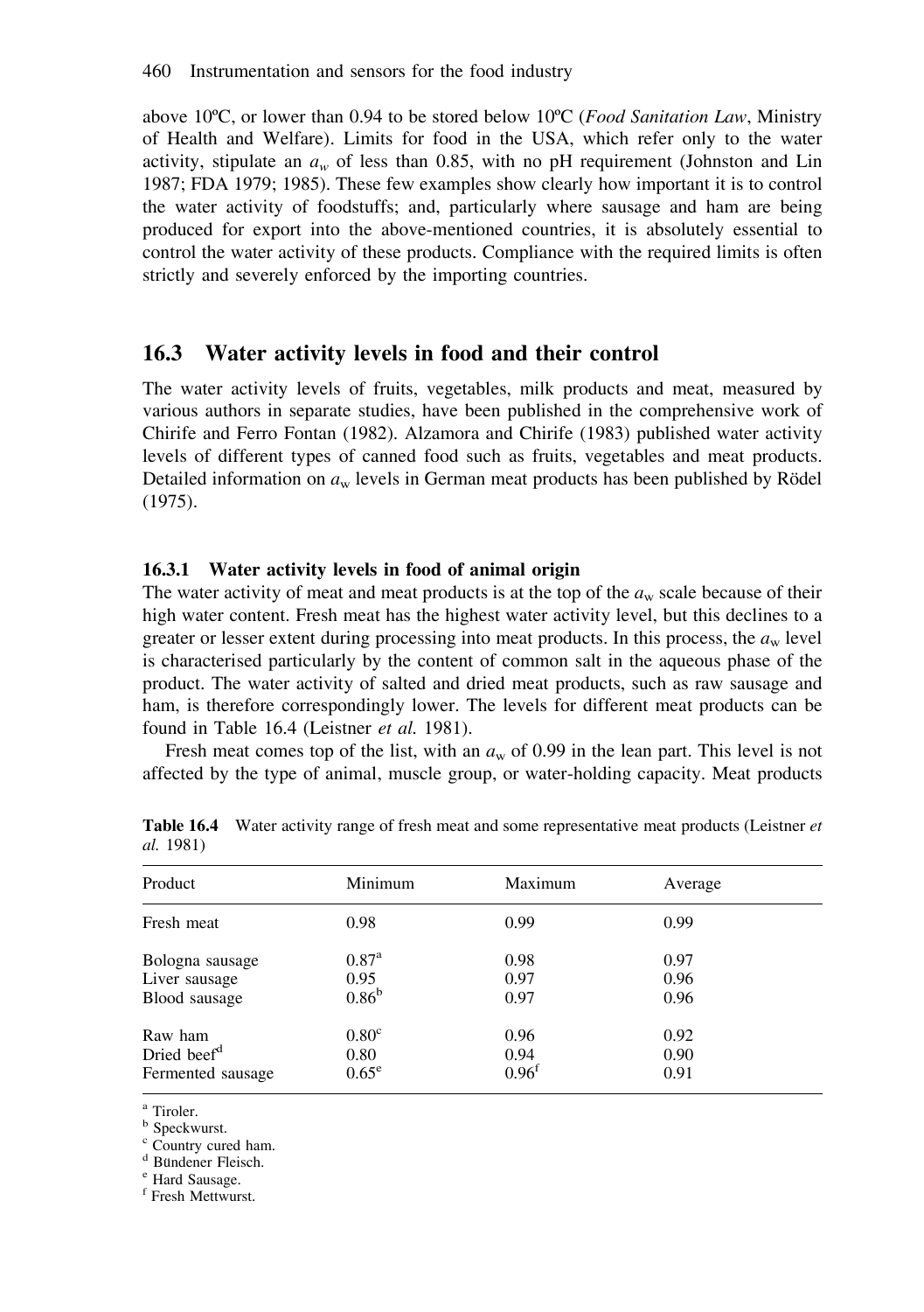above 10ºC, or lower than 0.94 to be stored below 10ºC (*Food Sanitation Law*, Ministry of Health and Welfare). Limits for food in the USA, which refer only to the water activity, stipulate an $a_w$ of less than 0.85, with no pH requirement (Johnston and Lin 1987; FDA 1979; 1985). These few examples show clearly how important it is to control the water activity of foodstuffs; and, particularly where sausage and ham are being produced for export into the above-mentioned countries, it is absolutely essential to control the water activity of these products. Compliance with the required limits is often strictly and severely enforced by the importing countries.

## 16.3 Water activity levels in food and their control

The water activity levels of fruits, vegetables, milk products and meat, measured by various authors in separate studies, have been published in the comprehensive work of Chirife and Ferro Fontan (1982). Alzamora and Chirife (1983) published water activity levels of different types of canned food such as fruits, vegetables and meat products. Detailed information on $a_w$ levels in German meat products has been published by Rödel (1975).

### 16.3.1 Water activity levels in food of animal origin

The water activity of meat and meat products is at the top of the $a_w$ scale because of their high water content. Fresh meat has the highest water activity level, but this declines to a greater or lesser extent during processing into meat products. In this process, the $a_w$ level is characterised particularly by the content of common salt in the aqueous phase of the product. The water activity of salted and dried meat products, such as raw sausage and ham, is therefore correspondingly lower. The levels for different meat products can be found in Table 16.4 (Leistner *et al.* 1981).

Fresh meat comes top of the list, with an $a_w$ of 0.99 in the lean part. This level is not affected by the type of animal, muscle group, or water-holding capacity. Meat products

**Table 16.4** Water activity range of fresh meat and some representative meat products (Leistner *et al.* 1981)

| Product | Minimum | Maximum | Average |
|---|---|---|---|
| Fresh meat | 0.98 | 0.99 | 0.99 |
| Bologna sausage | 0.87[a] | 0.98 | 0.97 |
| Liver sausage | 0.95 | 0.97 | 0.96 |
| Blood sausage | 0.86[b] | 0.97 | 0.96 |
| Raw ham | 0.80[c] | 0.96 | 0.92 |
| Dried beef[d] | 0.80 | 0.94 | 0.90 |
| Fermented sausage | 0.65[e] | 0.96[f] | 0.91 |

[a] Tiroler.
[b] Speckwurst.
[c] Country cured ham.
[d] Bündener Fleisch.
[e] Hard Sausage.
[f] Fresh Mettwurst.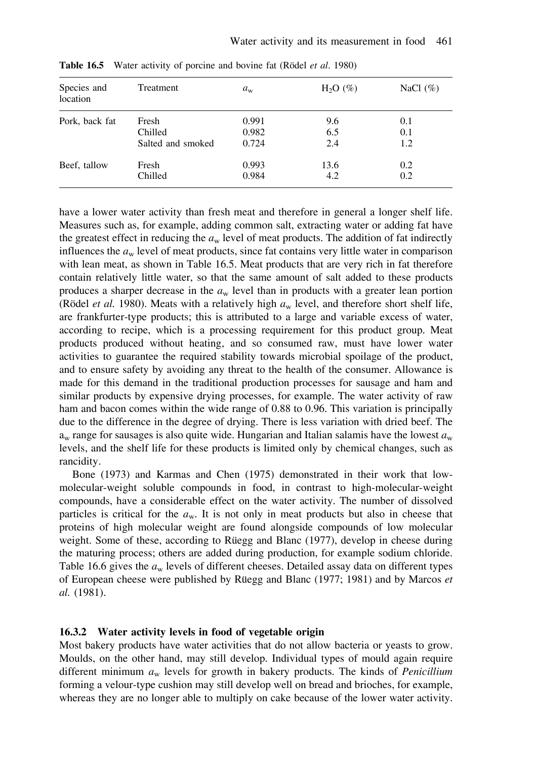**Table 16.5** Water activity of porcine and bovine fat (Rödel *et al.* 1980)

| Species and location | Treatment | $a_w$ | $H_2O$ (%) | NaCl (%) |
|---|---|---|---|---|
| Pork, back fat | Fresh | 0.991 | 9.6 | 0.1 |
| | Chilled | 0.982 | 6.5 | 0.1 |
| | Salted and smoked | 0.724 | 2.4 | 1.2 |
| Beef, tallow | Fresh | 0.993 | 13.6 | 0.2 |
| | Chilled | 0.984 | 4.2 | 0.2 |

have a lower water activity than fresh meat and therefore in general a longer shelf life. Measures such as, for example, adding common salt, extracting water or adding fat have the greatest effect in reducing the $a_w$ level of meat products. The addition of fat indirectly influences the $a_w$ level of meat products, since fat contains very little water in comparison with lean meat, as shown in Table 16.5. Meat products that are very rich in fat therefore contain relatively little water, so that the same amount of salt added to these products produces a sharper decrease in the $a_w$ level than in products with a greater lean portion (Rödel *et al.* 1980). Meats with a relatively high $a_w$ level, and therefore short shelf life, are frankfurter-type products; this is attributed to a large and variable excess of water, according to recipe, which is a processing requirement for this product group. Meat products produced without heating, and so consumed raw, must have lower water activities to guarantee the required stability towards microbial spoilage of the product, and to ensure safety by avoiding any threat to the health of the consumer. Allowance is made for this demand in the traditional production processes for sausage and ham and similar products by expensive drying processes, for example. The water activity of raw ham and bacon comes within the wide range of 0.88 to 0.96. This variation is principally due to the difference in the degree of drying. There is less variation with dried beef. The $a_w$ range for sausages is also quite wide. Hungarian and Italian salamis have the lowest $a_w$ levels, and the shelf life for these products is limited only by chemical changes, such as rancidity.

Bone (1973) and Karmas and Chen (1975) demonstrated in their work that low-molecular-weight soluble compounds in food, in contrast to high-molecular-weight compounds, have a considerable effect on the water activity. The number of dissolved particles is critical for the $a_w$. It is not only in meat products but also in cheese that proteins of high molecular weight are found alongside compounds of low molecular weight. Some of these, according to Rüegg and Blanc (1977), develop in cheese during the maturing process; others are added during production, for example sodium chloride. Table 16.6 gives the $a_w$ levels of different cheeses. Detailed assay data on different types of European cheese were published by Rüegg and Blanc (1977; 1981) and by Marcos *et al.* (1981).

### 16.3.2 Water activity levels in food of vegetable origin

Most bakery products have water activities that do not allow bacteria or yeasts to grow. Moulds, on the other hand, may still develop. Individual types of mould again require different minimum $a_w$ levels for growth in bakery products. The kinds of *Penicillium* forming a velour-type cushion may still develop well on bread and brioches, for example, whereas they are no longer able to multiply on cake because of the lower water activity.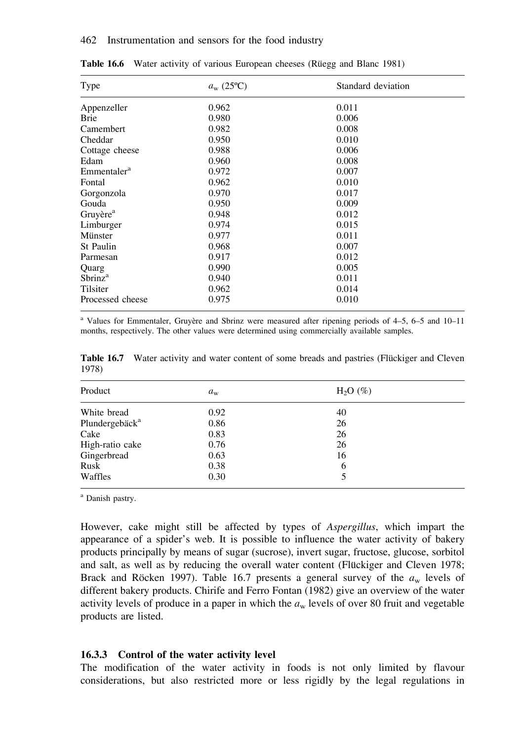**Table 16.6** Water activity of various European cheeses (Rüegg and Blanc 1981)

| Type | $a_w$ (25ºC) | Standard deviation |
|---|---|---|
| Appenzeller | 0.962 | 0.011 |
| Brie | 0.980 | 0.006 |
| Camembert | 0.982 | 0.008 |
| Cheddar | 0.950 | 0.010 |
| Cottage cheese | 0.988 | 0.006 |
| Edam | 0.960 | 0.008 |
| Emmentaler[a] | 0.972 | 0.007 |
| Fontal | 0.962 | 0.010 |
| Gorgonzola | 0.970 | 0.017 |
| Gouda | 0.950 | 0.009 |
| Gruyère[a] | 0.948 | 0.012 |
| Limburger | 0.974 | 0.015 |
| Münster | 0.977 | 0.011 |
| St Paulin | 0.968 | 0.007 |
| Parmesan | 0.917 | 0.012 |
| Quarg | 0.990 | 0.005 |
| Sbrinz[a] | 0.940 | 0.011 |
| Tilsiter | 0.962 | 0.014 |
| Processed cheese | 0.975 | 0.010 |

[a] Values for Emmentaler, Gruyère and Sbrinz were measured after ripening periods of 4–5, 6–5 and 10–11 months, respectively. The other values were determined using commercially available samples.

**Table 16.7** Water activity and water content of some breads and pastries (Flückiger and Cleven 1978)

| Product | $a_w$ | $H_2O$ (%) |
|---|---|---|
| White bread | 0.92 | 40 |
| Plundergebäck[a] | 0.86 | 26 |
| Cake | 0.83 | 26 |
| High-ratio cake | 0.76 | 26 |
| Gingerbread | 0.63 | 16 |
| Rusk | 0.38 | 6 |
| Waffles | 0.30 | 5 |

[a] Danish pastry.

However, cake might still be affected by types of *Aspergillus*, which impart the appearance of a spider's web. It is possible to influence the water activity of bakery products principally by means of sugar (sucrose), invert sugar, fructose, glucose, sorbitol and salt, as well as by reducing the overall water content (Flückiger and Cleven 1978; Brack and Röcken 1997). Table 16.7 presents a general survey of the $a_w$ levels of different bakery products. Chirife and Ferro Fontan (1982) give an overview of the water activity levels of produce in a paper in which the $a_w$ levels of over 80 fruit and vegetable products are listed.

### 16.3.3 Control of the water activity level

The modification of the water activity in foods is not only limited by flavour considerations, but also restricted more or less rigidly by the legal regulations in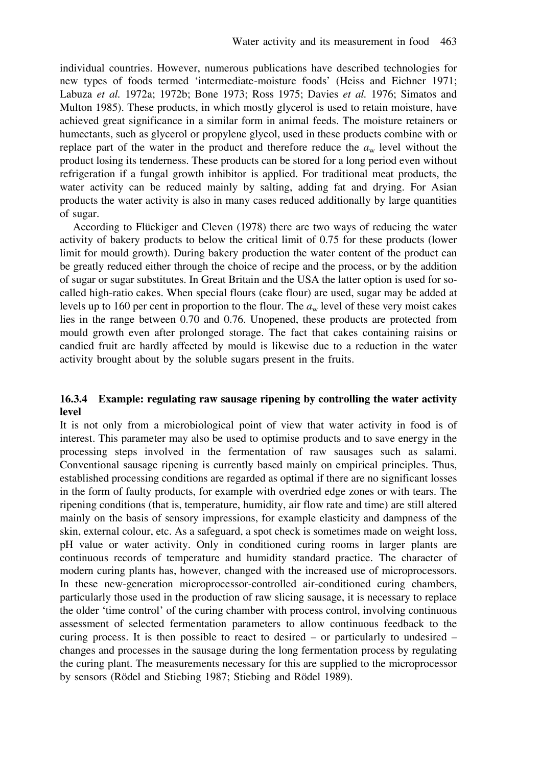individual countries. However, numerous publications have described technologies for new types of foods termed 'intermediate-moisture foods' (Heiss and Eichner 1971; Labuza *et al.* 1972a; 1972b; Bone 1973; Ross 1975; Davies *et al.* 1976; Simatos and Multon 1985). These products, in which mostly glycerol is used to retain moisture, have achieved great significance in a similar form in animal feeds. The moisture retainers or humectants, such as glycerol or propylene glycol, used in these products combine with or replace part of the water in the product and therefore reduce the $a_w$ level without the product losing its tenderness. These products can be stored for a long period even without refrigeration if a fungal growth inhibitor is applied. For traditional meat products, the water activity can be reduced mainly by salting, adding fat and drying. For Asian products the water activity is also in many cases reduced additionally by large quantities of sugar.

According to Flückiger and Cleven (1978) there are two ways of reducing the water activity of bakery products to below the critical limit of 0.75 for these products (lower limit for mould growth). During bakery production the water content of the product can be greatly reduced either through the choice of recipe and the process, or by the addition of sugar or sugar substitutes. In Great Britain and the USA the latter option is used for so-called high-ratio cakes. When special flours (cake flour) are used, sugar may be added at levels up to 160 per cent in proportion to the flour. The $a_w$ level of these very moist cakes lies in the range between 0.70 and 0.76. Unopened, these products are protected from mould growth even after prolonged storage. The fact that cakes containing raisins or candied fruit are hardly affected by mould is likewise due to a reduction in the water activity brought about by the soluble sugars present in the fruits.

### 16.3.4 Example: regulating raw sausage ripening by controlling the water activity level

It is not only from a microbiological point of view that water activity in food is of interest. This parameter may also be used to optimise products and to save energy in the processing steps involved in the fermentation of raw sausages such as salami. Conventional sausage ripening is currently based mainly on empirical principles. Thus, established processing conditions are regarded as optimal if there are no significant losses in the form of faulty products, for example with overdried edge zones or with tears. The ripening conditions (that is, temperature, humidity, air flow rate and time) are still altered mainly on the basis of sensory impressions, for example elasticity and dampness of the skin, external colour, etc. As a safeguard, a spot check is sometimes made on weight loss, pH value or water activity. Only in conditioned curing rooms in larger plants are continuous records of temperature and humidity standard practice. The character of modern curing plants has, however, changed with the increased use of microprocessors. In these new-generation microprocessor-controlled air-conditioned curing chambers, particularly those used in the production of raw slicing sausage, it is necessary to replace the older 'time control' of the curing chamber with process control, involving continuous assessment of selected fermentation parameters to allow continuous feedback to the curing process. It is then possible to react to desired – or particularly to undesired – changes and processes in the sausage during the long fermentation process by regulating the curing plant. The measurements necessary for this are supplied to the microprocessor by sensors (Rödel and Stiebing 1987; Stiebing and Rödel 1989).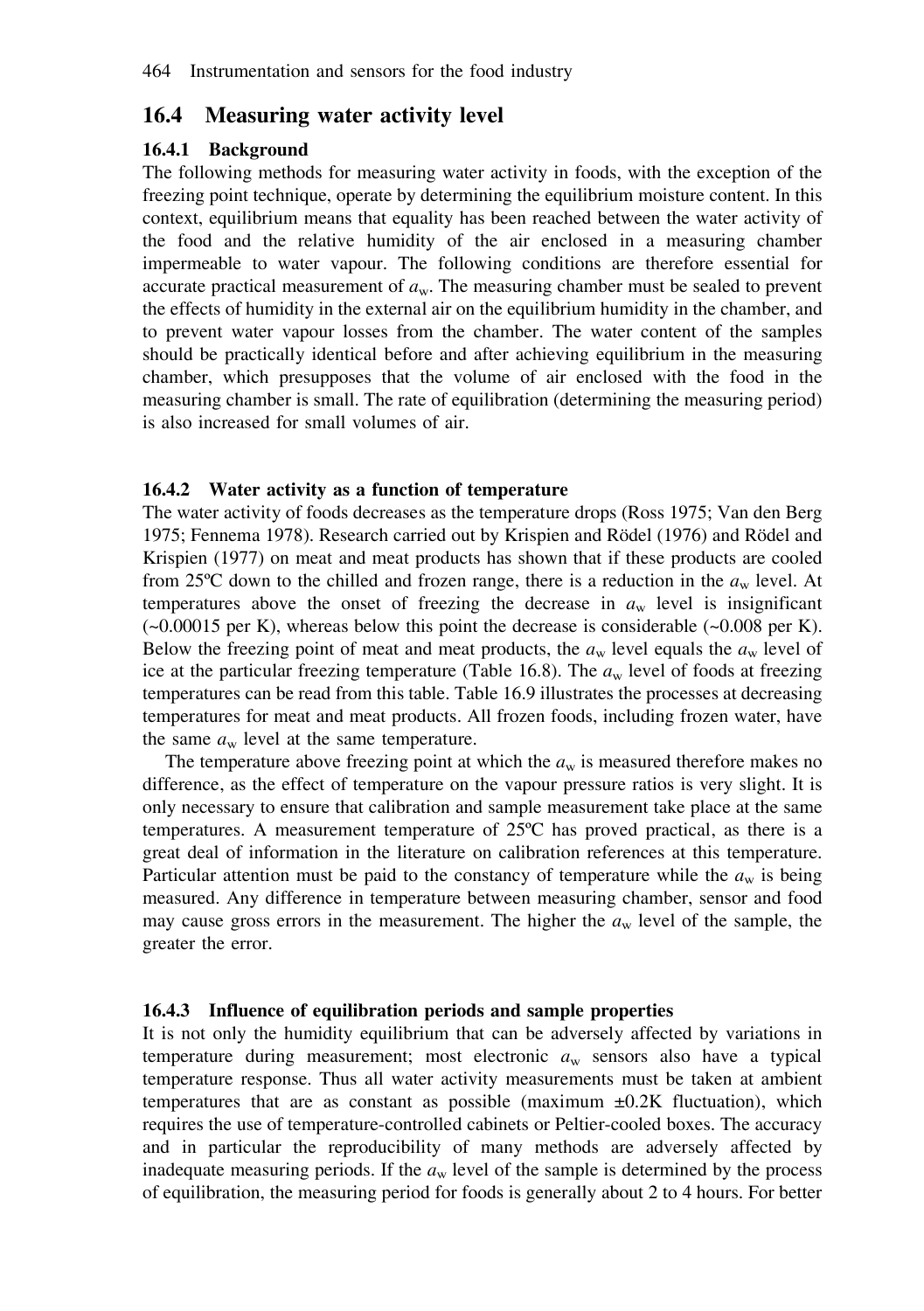## 16.4 Measuring water activity level

### 16.4.1 Background

The following methods for measuring water activity in foods, with the exception of the freezing point technique, operate by determining the equilibrium moisture content. In this context, equilibrium means that equality has been reached between the water activity of the food and the relative humidity of the air enclosed in a measuring chamber impermeable to water vapour. The following conditions are therefore essential for accurate practical measurement of $a_w$. The measuring chamber must be sealed to prevent the effects of humidity in the external air on the equilibrium humidity in the chamber, and to prevent water vapour losses from the chamber. The water content of the samples should be practically identical before and after achieving equilibrium in the measuring chamber, which presupposes that the volume of air enclosed with the food in the measuring chamber is small. The rate of equilibration (determining the measuring period) is also increased for small volumes of air.

### 16.4.2 Water activity as a function of temperature

The water activity of foods decreases as the temperature drops (Ross 1975; Van den Berg 1975; Fennema 1978). Research carried out by Krispien and Rödel (1976) and Rödel and Krispien (1977) on meat and meat products has shown that if these products are cooled from 25ºC down to the chilled and frozen range, there is a reduction in the $a_w$ level. At temperatures above the onset of freezing the decrease in $a_w$ level is insignificant (~0.00015 per K), whereas below this point the decrease is considerable (~0.008 per K). Below the freezing point of meat and meat products, the $a_w$ level equals the $a_w$ level of ice at the particular freezing temperature (Table 16.8). The $a_w$ level of foods at freezing temperatures can be read from this table. Table 16.9 illustrates the processes at decreasing temperatures for meat and meat products. All frozen foods, including frozen water, have the same $a_w$ level at the same temperature.

The temperature above freezing point at which the $a_w$ is measured therefore makes no difference, as the effect of temperature on the vapour pressure ratios is very slight. It is only necessary to ensure that calibration and sample measurement take place at the same temperatures. A measurement temperature of 25ºC has proved practical, as there is a great deal of information in the literature on calibration references at this temperature. Particular attention must be paid to the constancy of temperature while the $a_w$ is being measured. Any difference in temperature between measuring chamber, sensor and food may cause gross errors in the measurement. The higher the $a_w$ level of the sample, the greater the error.

### 16.4.3 Influence of equilibration periods and sample properties

It is not only the humidity equilibrium that can be adversely affected by variations in temperature during measurement; most electronic $a_w$ sensors also have a typical temperature response. Thus all water activity measurements must be taken at ambient temperatures that are as constant as possible (maximum ±0.2K fluctuation), which requires the use of temperature-controlled cabinets or Peltier-cooled boxes. The accuracy and in particular the reproducibility of many methods are adversely affected by inadequate measuring periods. If the $a_w$ level of the sample is determined by the process of equilibration, the measuring period for foods is generally about 2 to 4 hours. For better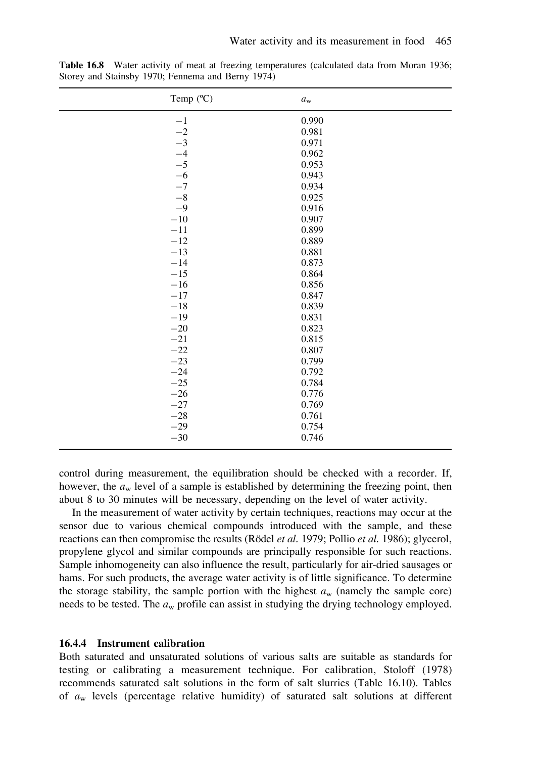**Table 16.8** Water activity of meat at freezing temperatures (calculated data from Moran 1936; Storey and Stainsby 1970; Fennema and Berny 1974)

| Temp (ºC) | $a_w$ |
|---|---|
| −1 | 0.990 |
| −2 | 0.981 |
| −3 | 0.971 |
| −4 | 0.962 |
| −5 | 0.953 |
| −6 | 0.943 |
| −7 | 0.934 |
| −8 | 0.925 |
| −9 | 0.916 |
| −10 | 0.907 |
| −11 | 0.899 |
| −12 | 0.889 |
| −13 | 0.881 |
| −14 | 0.873 |
| −15 | 0.864 |
| −16 | 0.856 |
| −17 | 0.847 |
| −18 | 0.839 |
| −19 | 0.831 |
| −20 | 0.823 |
| −21 | 0.815 |
| −22 | 0.807 |
| −23 | 0.799 |
| −24 | 0.792 |
| −25 | 0.784 |
| −26 | 0.776 |
| −27 | 0.769 |
| −28 | 0.761 |
| −29 | 0.754 |
| −30 | 0.746 |

control during measurement, the equilibration should be checked with a recorder. If, however, the $a_w$ level of a sample is established by determining the freezing point, then about 8 to 30 minutes will be necessary, depending on the level of water activity.

In the measurement of water activity by certain techniques, reactions may occur at the sensor due to various chemical compounds introduced with the sample, and these reactions can then compromise the results (Rödel *et al.* 1979; Pollio *et al.* 1986); glycerol, propylene glycol and similar compounds are principally responsible for such reactions. Sample inhomogeneity can also influence the result, particularly for air-dried sausages or hams. For such products, the average water activity is of little significance. To determine the storage stability, the sample portion with the highest $a_w$ (namely the sample core) needs to be tested. The $a_w$ profile can assist in studying the drying technology employed.

### 16.4.4 Instrument calibration

Both saturated and unsaturated solutions of various salts are suitable as standards for testing or calibrating a measurement technique. For calibration, Stoloff (1978) recommends saturated salt solutions in the form of salt slurries (Table 16.10). Tables of $a_w$ levels (percentage relative humidity) of saturated salt solutions at different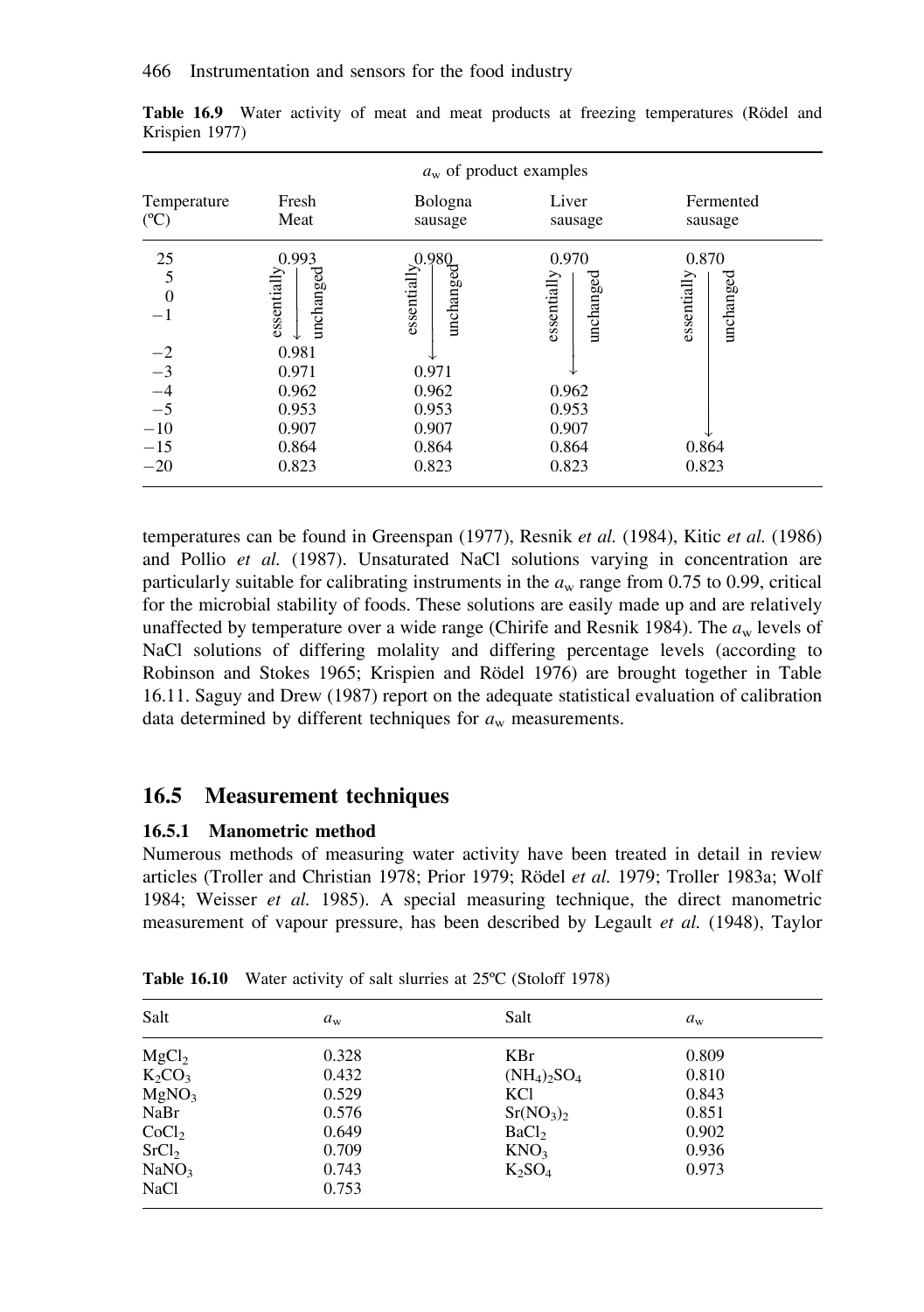**Table 16.9** Water activity of meat and meat products at freezing temperatures (Rödel and Krispien 1977)

| Temperature (ºC) | $a_w$ of product examples | | | |
|---|---|---|---|---|
| | Fresh Meat | Bologna sausage | Liver sausage | Fermented sausage |
| 25 | 0.993 | 0.980 | 0.970 | 0.870 |
| 5 | essentially unchanged ↓ | essentially unchanged ↓ | essentially unchanged ↓ | essentially unchanged ↓ |
| 0 | | | | |
| −1 | | | | |
| −2 | 0.981 | | | |
| −3 | 0.971 | 0.971 | | |
| −4 | 0.962 | 0.962 | 0.962 | |
| −5 | 0.953 | 0.953 | 0.953 | |
| −10 | 0.907 | 0.907 | 0.907 | |
| −15 | 0.864 | 0.864 | 0.864 | 0.864 |
| −20 | 0.823 | 0.823 | 0.823 | 0.823 |

temperatures can be found in Greenspan (1977), Resnik *et al.* (1984), Kitic *et al.* (1986) and Pollio *et al.* (1987). Unsaturated NaCl solutions varying in concentration are particularly suitable for calibrating instruments in the $a_w$ range from 0.75 to 0.99, critical for the microbial stability of foods. These solutions are easily made up and are relatively unaffected by temperature over a wide range (Chirife and Resnik 1984). The $a_w$ levels of NaCl solutions of differing molality and differing percentage levels (according to Robinson and Stokes 1965; Krispien and Rödel 1976) are brought together in Table 16.11. Saguy and Drew (1987) report on the adequate statistical evaluation of calibration data determined by different techniques for $a_w$ measurements.

## 16.5 Measurement techniques

### 16.5.1 Manometric method

Numerous methods of measuring water activity have been treated in detail in review articles (Troller and Christian 1978; Prior 1979; Rödel *et al.* 1979; Troller 1983a; Wolf 1984; Weisser *et al.* 1985). A special measuring technique, the direct manometric measurement of vapour pressure, has been described by Legault *et al.* (1948), Taylor

**Table 16.10** Water activity of salt slurries at 25ºC (Stoloff 1978)

| Salt | $a_w$ | Salt | $a_w$ |
|---|---|---|---|
| $MgCl_2$ | 0.328 | KBr | 0.809 |
| $K_2CO_3$ | 0.432 | $(NH_4)_2SO_4$ | 0.810 |
| $MgNO_3$ | 0.529 | KCl | 0.843 |
| NaBr | 0.576 | $Sr(NO_3)_2$ | 0.851 |
| $CoCl_2$ | 0.649 | $BaCl_2$ | 0.902 |
| $SrCl_2$ | 0.709 | $KNO_3$ | 0.936 |
| $NaNO_3$ | 0.743 | $K_2SO_4$ | 0.973 |
| NaCl | 0.753 | | |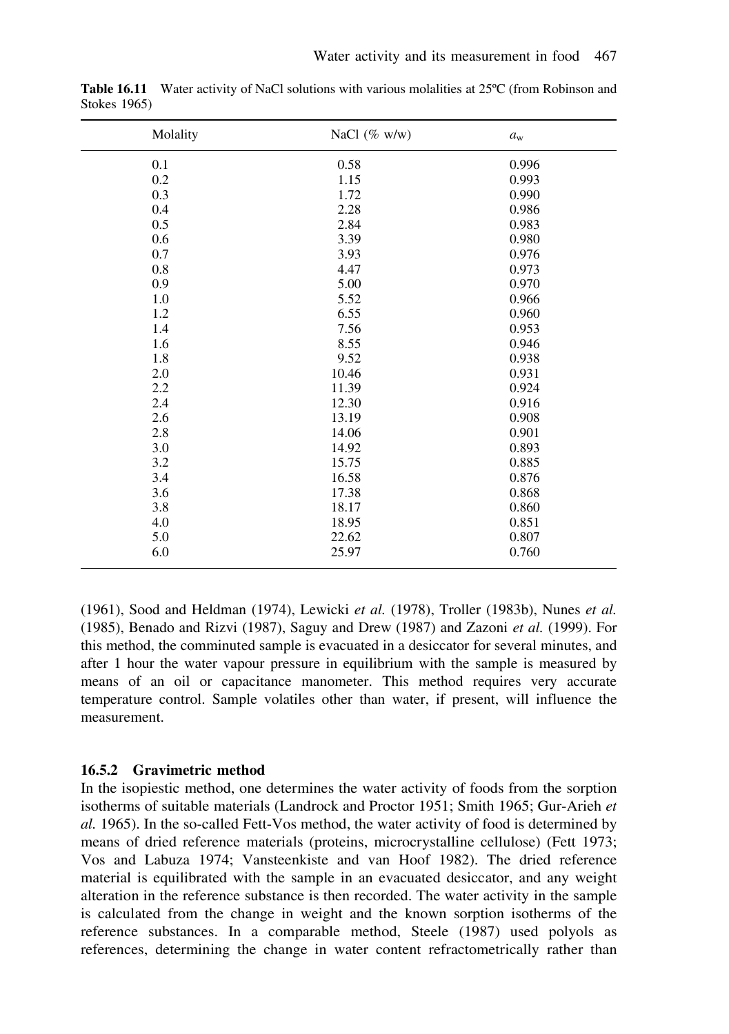**Table 16.11** Water activity of NaCl solutions with various molalities at 25ºC (from Robinson and Stokes 1965)

| Molality | NaCl (% w/w) | $a_w$ |
|---|---|---|
| 0.1 | 0.58 | 0.996 |
| 0.2 | 1.15 | 0.993 |
| 0.3 | 1.72 | 0.990 |
| 0.4 | 2.28 | 0.986 |
| 0.5 | 2.84 | 0.983 |
| 0.6 | 3.39 | 0.980 |
| 0.7 | 3.93 | 0.976 |
| 0.8 | 4.47 | 0.973 |
| 0.9 | 5.00 | 0.970 |
| 1.0 | 5.52 | 0.966 |
| 1.2 | 6.55 | 0.960 |
| 1.4 | 7.56 | 0.953 |
| 1.6 | 8.55 | 0.946 |
| 1.8 | 9.52 | 0.938 |
| 2.0 | 10.46 | 0.931 |
| 2.2 | 11.39 | 0.924 |
| 2.4 | 12.30 | 0.916 |
| 2.6 | 13.19 | 0.908 |
| 2.8 | 14.06 | 0.901 |
| 3.0 | 14.92 | 0.893 |
| 3.2 | 15.75 | 0.885 |
| 3.4 | 16.58 | 0.876 |
| 3.6 | 17.38 | 0.868 |
| 3.8 | 18.17 | 0.860 |
| 4.0 | 18.95 | 0.851 |
| 5.0 | 22.62 | 0.807 |
| 6.0 | 25.97 | 0.760 |

(1961), Sood and Heldman (1974), Lewicki *et al.* (1978), Troller (1983b), Nunes *et al.* (1985), Benado and Rizvi (1987), Saguy and Drew (1987) and Zazoni *et al.* (1999). For this method, the comminuted sample is evacuated in a desiccator for several minutes, and after 1 hour the water vapour pressure in equilibrium with the sample is measured by means of an oil or capacitance manometer. This method requires very accurate temperature control. Sample volatiles other than water, if present, will influence the measurement.

### 16.5.2 Gravimetric method

In the isopiestic method, one determines the water activity of foods from the sorption isotherms of suitable materials (Landrock and Proctor 1951; Smith 1965; Gur-Arieh *et al.* 1965). In the so-called Fett-Vos method, the water activity of food is determined by means of dried reference materials (proteins, microcrystalline cellulose) (Fett 1973; Vos and Labuza 1974; Vansteenkiste and van Hoof 1982). The dried reference material is equilibrated with the sample in an evacuated desiccator, and any weight alteration in the reference substance is then recorded. The water activity in the sample is calculated from the change in weight and the known sorption isotherms of the reference substances. In a comparable method, Steele (1987) used polyols as references, determining the change in water content refractometrically rather than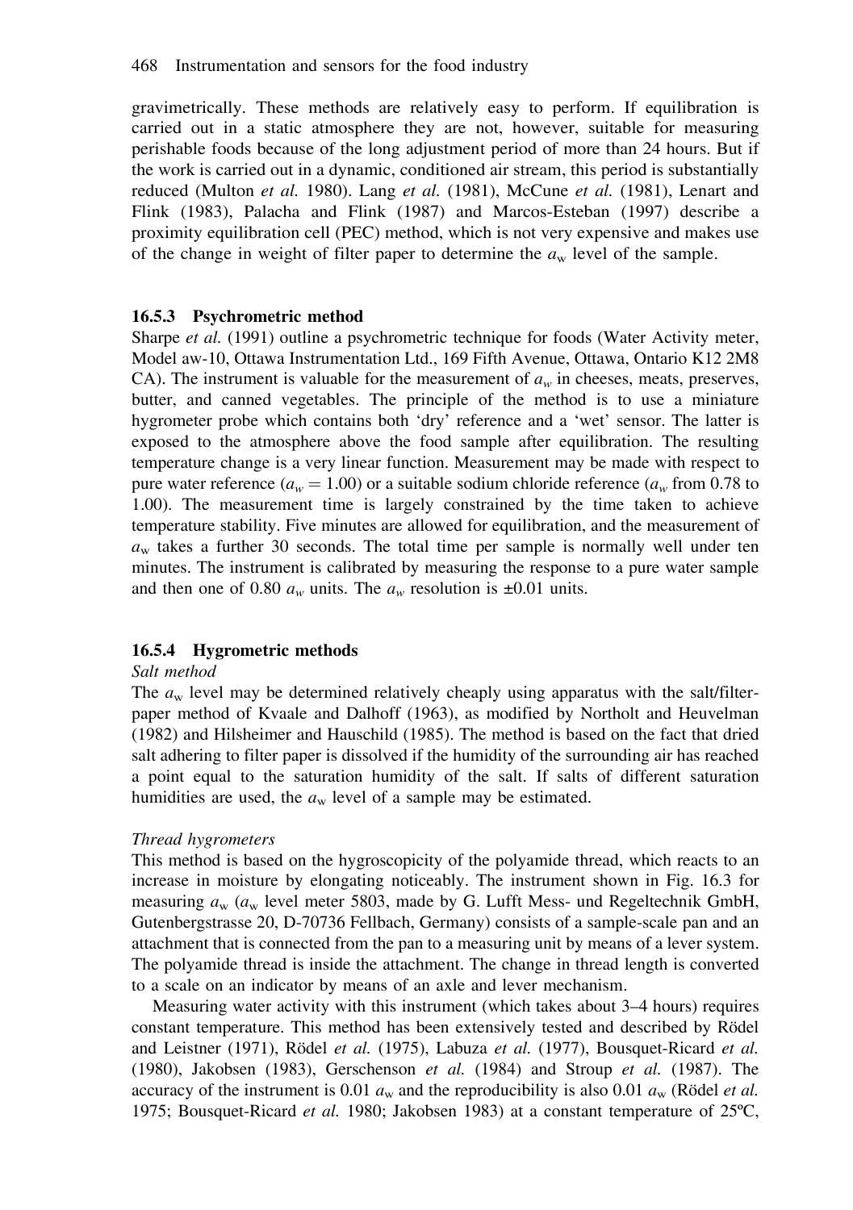gravimetrically. These methods are relatively easy to perform. If equilibration is carried out in a static atmosphere they are not, however, suitable for measuring perishable foods because of the long adjustment period of more than 24 hours. But if the work is carried out in a dynamic, conditioned air stream, this period is substantially reduced (Multon *et al.* 1980). Lang *et al.* (1981), McCune *et al.* (1981), Lenart and Flink (1983), Palacha and Flink (1987) and Marcos-Esteban (1997) describe a proximity equilibration cell (PEC) method, which is not very expensive and makes use of the change in weight of filter paper to determine the $a_w$ level of the sample.

### 16.5.3 Psychrometric method

Sharpe *et al.* (1991) outline a psychrometric technique for foods (Water Activity meter, Model aw-10, Ottawa Instrumentation Ltd., 169 Fifth Avenue, Ottawa, Ontario K12 2M8 CA). The instrument is valuable for the measurement of $a_w$ in cheeses, meats, preserves, butter, and canned vegetables. The principle of the method is to use a miniature hygrometer probe which contains both 'dry' reference and a 'wet' sensor. The latter is exposed to the atmosphere above the food sample after equilibration. The resulting temperature change is a very linear function. Measurement may be made with respect to pure water reference ($a_w = 1.00$) or a suitable sodium chloride reference ($a_w$ from 0.78 to 1.00). The measurement time is largely constrained by the time taken to achieve temperature stability. Five minutes are allowed for equilibration, and the measurement of $a_w$ takes a further 30 seconds. The total time per sample is normally well under ten minutes. The instrument is calibrated by measuring the response to a pure water sample and then one of 0.80 $a_w$ units. The $a_w$ resolution is ±0.01 units.

### 16.5.4 Hygrometric methods

*Salt method*

The $a_w$ level may be determined relatively cheaply using apparatus with the salt/filter-paper method of Kvaale and Dalhoff (1963), as modified by Northolt and Heuvelman (1982) and Hilsheimer and Hauschild (1985). The method is based on the fact that dried salt adhering to filter paper is dissolved if the humidity of the surrounding air has reached a point equal to the saturation humidity of the salt. If salts of different saturation humidities are used, the $a_w$ level of a sample may be estimated.

*Thread hygrometers*

This method is based on the hygroscopicity of the polyamide thread, which reacts to an increase in moisture by elongating noticeably. The instrument shown in Fig. 16.3 for measuring $a_w$ ($a_w$ level meter 5803, made by G. Lufft Mess- und Regeltechnik GmbH, Gutenbergstrasse 20, D-70736 Fellbach, Germany) consists of a sample-scale pan and an attachment that is connected from the pan to a measuring unit by means of a lever system. The polyamide thread is inside the attachment. The change in thread length is converted to a scale on an indicator by means of an axle and lever mechanism.

Measuring water activity with this instrument (which takes about 3–4 hours) requires constant temperature. This method has been extensively tested and described by Rödel and Leistner (1971), Rödel *et al.* (1975), Labuza *et al.* (1977), Bousquet-Ricard *et al.* (1980), Jakobsen (1983), Gerschenson *et al.* (1984) and Stroup *et al.* (1987). The accuracy of the instrument is 0.01 $a_w$ and the reproducibility is also 0.01 $a_w$ (Rödel *et al.* 1975; Bousquet-Ricard *et al.* 1980; Jakobsen 1983) at a constant temperature of 25ºC,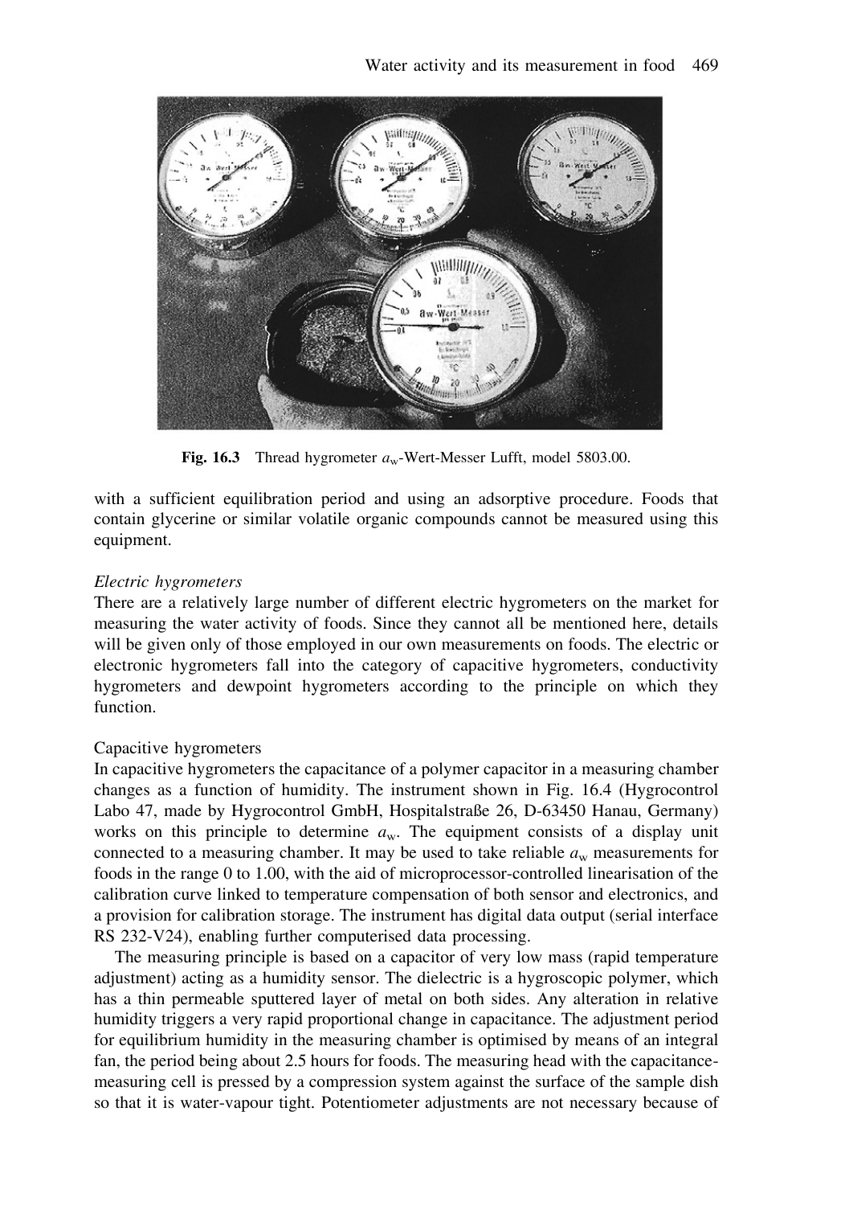**Fig. 16.3** Thread hygrometer $a_w$-Wert-Messer Lufft, model 5803.00.

with a sufficient equilibration period and using an adsorptive procedure. Foods that contain glycerine or similar volatile organic compounds cannot be measured using this equipment.

*Electric hygrometers*

There are a relatively large number of different electric hygrometers on the market for measuring the water activity of foods. Since they cannot all be mentioned here, details will be given only of those employed in our own measurements on foods. The electric or electronic hygrometers fall into the category of capacitive hygrometers, conductivity hygrometers and dewpoint hygrometers according to the principle on which they function.

Capacitive hygrometers

In capacitive hygrometers the capacitance of a polymer capacitor in a measuring chamber changes as a function of humidity. The instrument shown in Fig. 16.4 (Hygrocontrol Labo 47, made by Hygrocontrol GmbH, Hospitalstraße 26, D-63450 Hanau, Germany) works on this principle to determine $a_w$. The equipment consists of a display unit connected to a measuring chamber. It may be used to take reliable $a_w$ measurements for foods in the range 0 to 1.00, with the aid of microprocessor-controlled linearisation of the calibration curve linked to temperature compensation of both sensor and electronics, and a provision for calibration storage. The instrument has digital data output (serial interface RS 232-V24), enabling further computerised data processing.

The measuring principle is based on a capacitor of very low mass (rapid temperature adjustment) acting as a humidity sensor. The dielectric is a hygroscopic polymer, which has a thin permeable sputtered layer of metal on both sides. Any alteration in relative humidity triggers a very rapid proportional change in capacitance. The adjustment period for equilibrium humidity in the measuring chamber is optimised by means of an integral fan, the period being about 2.5 hours for foods. The measuring head with the capacitance-measuring cell is pressed by a compression system against the surface of the sample dish so that it is water-vapour tight. Potentiometer adjustments are not necessary because of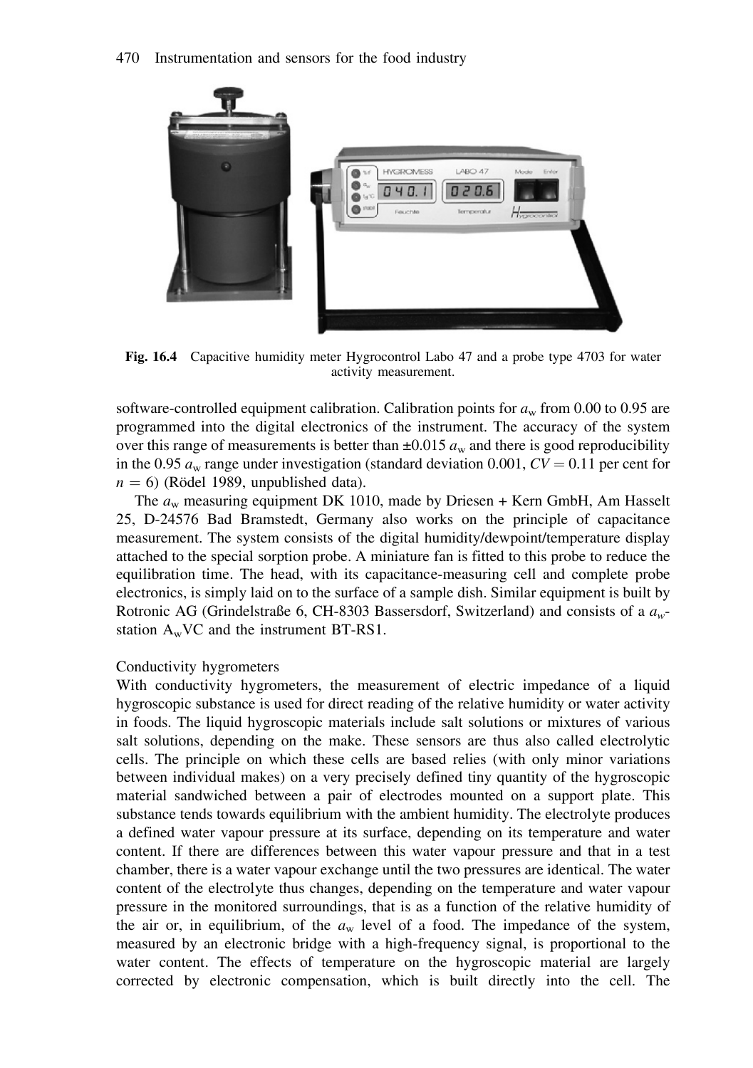**Fig. 16.4** Capacitive humidity meter Hygrocontrol Labo 47 and a probe type 4703 for water activity measurement.

software-controlled equipment calibration. Calibration points for $a_w$ from 0.00 to 0.95 are programmed into the digital electronics of the instrument. The accuracy of the system over this range of measurements is better than $\pm 0.015$ $a_w$ and there is good reproducibility in the 0.95 $a_w$ range under investigation (standard deviation 0.001, $CV = 0.11$ per cent for $n = 6$) (Rödel 1989, unpublished data).

The $a_w$ measuring equipment DK 1010, made by Driesen + Kern GmbH, Am Hasselt 25, D-24576 Bad Bramstedt, Germany also works on the principle of capacitance measurement. The system consists of the digital humidity/dewpoint/temperature display attached to the special sorption probe. A miniature fan is fitted to this probe to reduce the equilibration time. The head, with its capacitance-measuring cell and complete probe electronics, is simply laid on to the surface of a sample dish. Similar equipment is built by Rotronic AG (Grindelstraße 6, CH-8303 Bassersdorf, Switzerland) and consists of a $a_w$-station $A_w$VC and the instrument BT-RS1.

Conductivity hygrometers

With conductivity hygrometers, the measurement of electric impedance of a liquid hygroscopic substance is used for direct reading of the relative humidity or water activity in foods. The liquid hygroscopic materials include salt solutions or mixtures of various salt solutions, depending on the make. These sensors are thus also called electrolytic cells. The principle on which these cells are based relies (with only minor variations between individual makes) on a very precisely defined tiny quantity of the hygroscopic material sandwiched between a pair of electrodes mounted on a support plate. This substance tends towards equilibrium with the ambient humidity. The electrolyte produces a defined water vapour pressure at its surface, depending on its temperature and water content. If there are differences between this water vapour pressure and that in a test chamber, there is a water vapour exchange until the two pressures are identical. The water content of the electrolyte thus changes, depending on the temperature and water vapour pressure in the monitored surroundings, that is as a function of the relative humidity of the air or, in equilibrium, of the $a_w$ level of a food. The impedance of the system, measured by an electronic bridge with a high-frequency signal, is proportional to the water content. The effects of temperature on the hygroscopic material are largely corrected by electronic compensation, which is built directly into the cell. The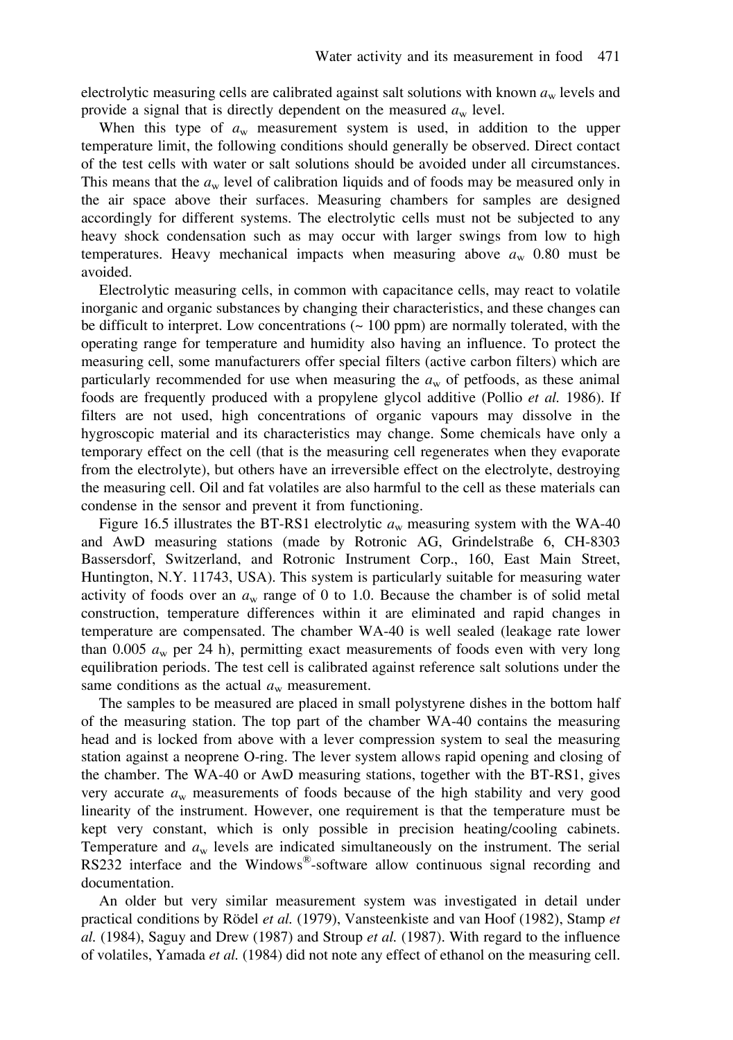electrolytic measuring cells are calibrated against salt solutions with known $a_w$ levels and provide a signal that is directly dependent on the measured $a_w$ level.

When this type of $a_w$ measurement system is used, in addition to the upper temperature limit, the following conditions should generally be observed. Direct contact of the test cells with water or salt solutions should be avoided under all circumstances. This means that the $a_w$ level of calibration liquids and of foods may be measured only in the air space above their surfaces. Measuring chambers for samples are designed accordingly for different systems. The electrolytic cells must not be subjected to any heavy shock condensation such as may occur with larger swings from low to high temperatures. Heavy mechanical impacts when measuring above $a_w$ 0.80 must be avoided.

Electrolytic measuring cells, in common with capacitance cells, may react to volatile inorganic and organic substances by changing their characteristics, and these changes can be difficult to interpret. Low concentrations (~ 100 ppm) are normally tolerated, with the operating range for temperature and humidity also having an influence. To protect the measuring cell, some manufacturers offer special filters (active carbon filters) which are particularly recommended for use when measuring the $a_w$ of petfoods, as these animal foods are frequently produced with a propylene glycol additive (Pollio *et al.* 1986). If filters are not used, high concentrations of organic vapours may dissolve in the hygroscopic material and its characteristics may change. Some chemicals have only a temporary effect on the cell (that is the measuring cell regenerates when they evaporate from the electrolyte), but others have an irreversible effect on the electrolyte, destroying the measuring cell. Oil and fat volatiles are also harmful to the cell as these materials can condense in the sensor and prevent it from functioning.

Figure 16.5 illustrates the BT-RS1 electrolytic $a_w$ measuring system with the WA-40 and AwD measuring stations (made by Rotronic AG, Grindelstraße 6, CH-8303 Bassersdorf, Switzerland, and Rotronic Instrument Corp., 160, East Main Street, Huntington, N.Y. 11743, USA). This system is particularly suitable for measuring water activity of foods over an $a_w$ range of 0 to 1.0. Because the chamber is of solid metal construction, temperature differences within it are eliminated and rapid changes in temperature are compensated. The chamber WA-40 is well sealed (leakage rate lower than 0.005 $a_w$ per 24 h), permitting exact measurements of foods even with very long equilibration periods. The test cell is calibrated against reference salt solutions under the same conditions as the actual $a_w$ measurement.

The samples to be measured are placed in small polystyrene dishes in the bottom half of the measuring station. The top part of the chamber WA-40 contains the measuring head and is locked from above with a lever compression system to seal the measuring station against a neoprene O-ring. The lever system allows rapid opening and closing of the chamber. The WA-40 or AwD measuring stations, together with the BT-RS1, gives very accurate $a_w$ measurements of foods because of the high stability and very good linearity of the instrument. However, one requirement is that the temperature must be kept very constant, which is only possible in precision heating/cooling cabinets. Temperature and $a_w$ levels are indicated simultaneously on the instrument. The serial RS232 interface and the Windows®-software allow continuous signal recording and documentation.

An older but very similar measurement system was investigated in detail under practical conditions by Rödel *et al.* (1979), Vansteenkiste and van Hoof (1982), Stamp *et al.* (1984), Saguy and Drew (1987) and Stroup *et al.* (1987). With regard to the influence of volatiles, Yamada *et al.* (1984) did not note any effect of ethanol on the measuring cell.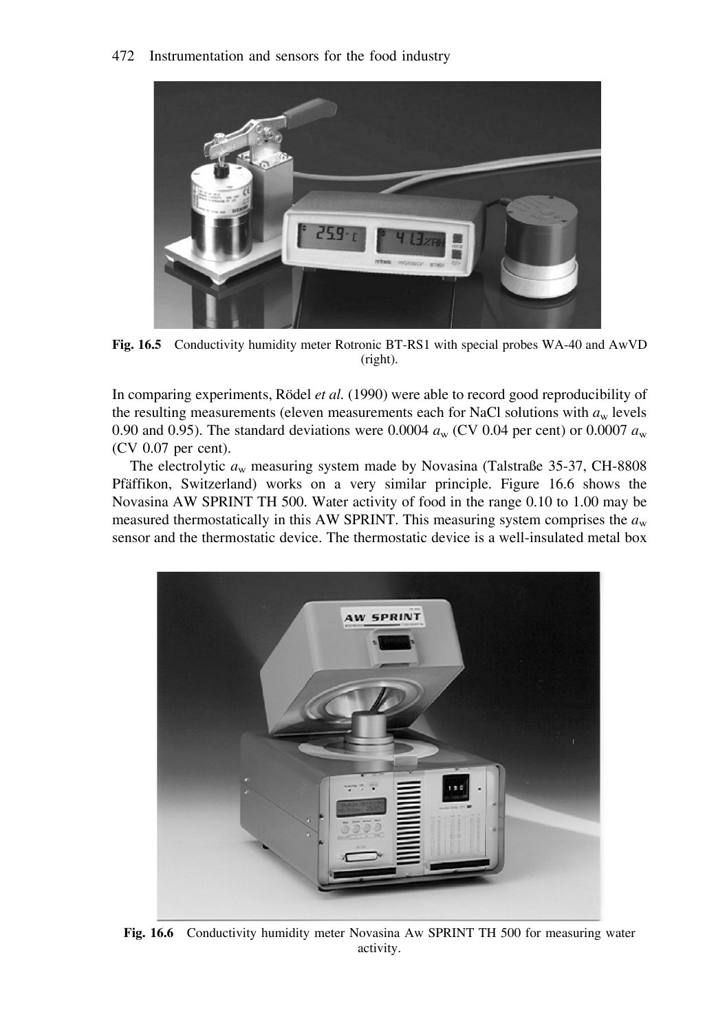Fig. 16.5 Conductivity humidity meter Rotronic BT-RS1 with special probes WA-40 and AwVD (right).

In comparing experiments, Rödel *et al.* (1990) were able to record good reproducibility of the resulting measurements (eleven measurements each for NaCl solutions with $a_w$ levels 0.90 and 0.95). The standard deviations were 0.0004 $a_w$ (CV 0.04 per cent) or 0.0007 $a_w$ (CV 0.07 per cent).

The electrolytic $a_w$ measuring system made by Novasina (Talstraße 35-37, CH-8808 Pfäffikon, Switzerland) works on a very similar principle. Figure 16.6 shows the Novasina AW SPRINT TH 500. Water activity of food in the range 0.10 to 1.00 may be measured thermostatically in this AW SPRINT. This measuring system comprises the $a_w$ sensor and the thermostatic device. The thermostatic device is a well-insulated metal box

Fig. 16.6 Conductivity humidity meter Novasina Aw SPRINT TH 500 for measuring water activity.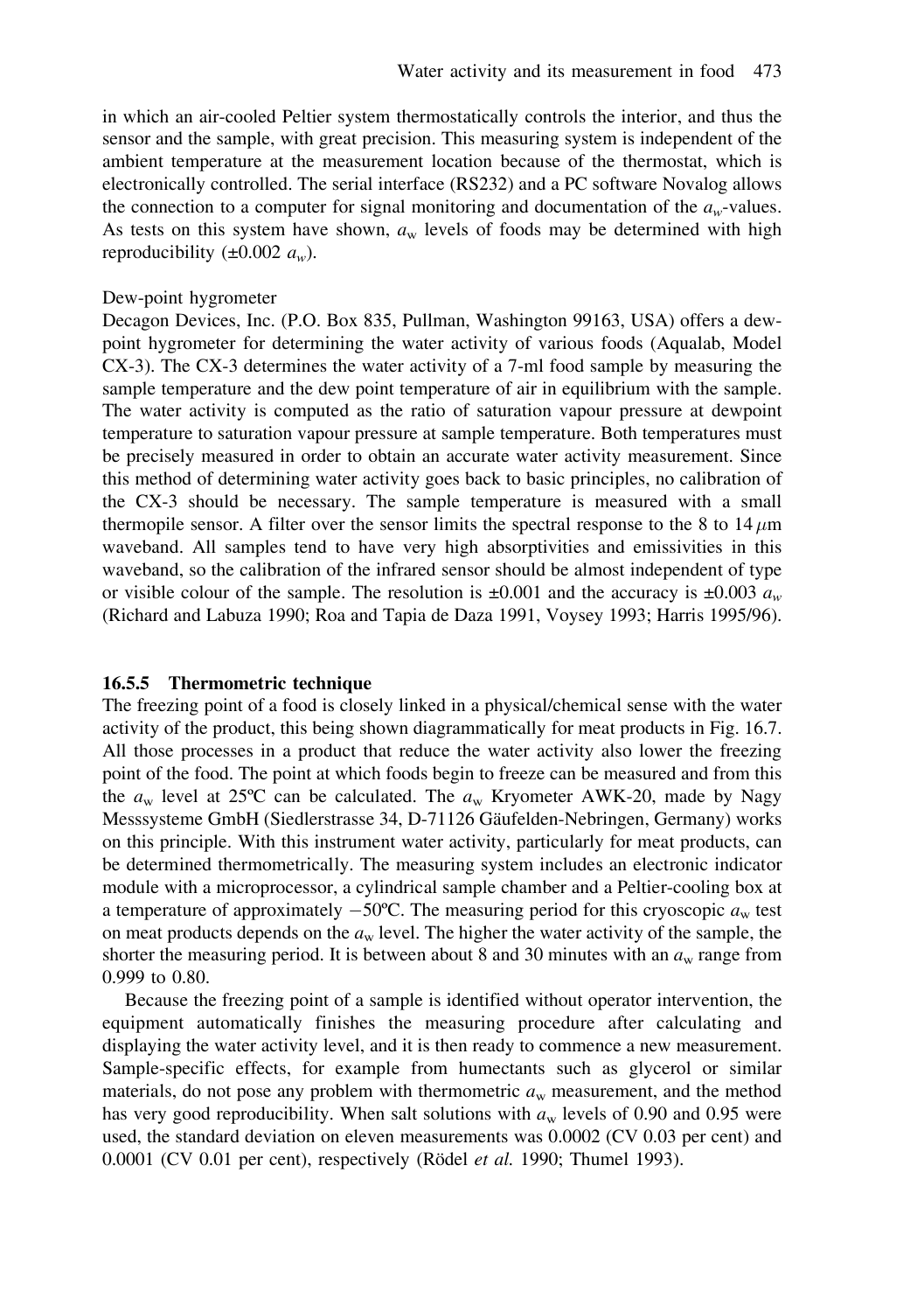in which an air-cooled Peltier system thermostatically controls the interior, and thus the sensor and the sample, with great precision. This measuring system is independent of the ambient temperature at the measurement location because of the thermostat, which is electronically controlled. The serial interface (RS232) and a PC software Novalog allows the connection to a computer for signal monitoring and documentation of the $a_w$-values. As tests on this system have shown, $a_w$ levels of foods may be determined with high reproducibility (±0.002 $a_w$).

Dew-point hygrometer

Decagon Devices, Inc. (P.O. Box 835, Pullman, Washington 99163, USA) offers a dew-point hygrometer for determining the water activity of various foods (Aqualab, Model CX-3). The CX-3 determines the water activity of a 7-ml food sample by measuring the sample temperature and the dew point temperature of air in equilibrium with the sample. The water activity is computed as the ratio of saturation vapour pressure at dewpoint temperature to saturation vapour pressure at sample temperature. Both temperatures must be precisely measured in order to obtain an accurate water activity measurement. Since this method of determining water activity goes back to basic principles, no calibration of the CX-3 should be necessary. The sample temperature is measured with a small thermopile sensor. A filter over the sensor limits the spectral response to the 8 to 14 $\mu$m waveband. All samples tend to have very high absorptivities and emissivities in this waveband, so the calibration of the infrared sensor should be almost independent of type or visible colour of the sample. The resolution is ±0.001 and the accuracy is ±0.003 $a_w$ (Richard and Labuza 1990; Roa and Tapia de Daza 1991, Voysey 1993; Harris 1995/96).

### 16.5.5 Thermometric technique

The freezing point of a food is closely linked in a physical/chemical sense with the water activity of the product, this being shown diagrammatically for meat products in Fig. 16.7. All those processes in a product that reduce the water activity also lower the freezing point of the food. The point at which foods begin to freeze can be measured and from this the $a_w$ level at 25ºC can be calculated. The $a_w$ Kryometer AWK-20, made by Nagy Messsysteme GmbH (Siedlerstrasse 34, D-71126 Gäufelden-Nebringen, Germany) works on this principle. With this instrument water activity, particularly for meat products, can be determined thermometrically. The measuring system includes an electronic indicator module with a microprocessor, a cylindrical sample chamber and a Peltier-cooling box at a temperature of approximately −50ºC. The measuring period for this cryoscopic $a_w$ test on meat products depends on the $a_w$ level. The higher the water activity of the sample, the shorter the measuring period. It is between about 8 and 30 minutes with an $a_w$ range from 0.999 to 0.80.

Because the freezing point of a sample is identified without operator intervention, the equipment automatically finishes the measuring procedure after calculating and displaying the water activity level, and it is then ready to commence a new measurement. Sample-specific effects, for example from humectants such as glycerol or similar materials, do not pose any problem with thermometric $a_w$ measurement, and the method has very good reproducibility. When salt solutions with $a_w$ levels of 0.90 and 0.95 were used, the standard deviation on eleven measurements was 0.0002 (CV 0.03 per cent) and 0.0001 (CV 0.01 per cent), respectively (Rödel *et al.* 1990; Thumel 1993).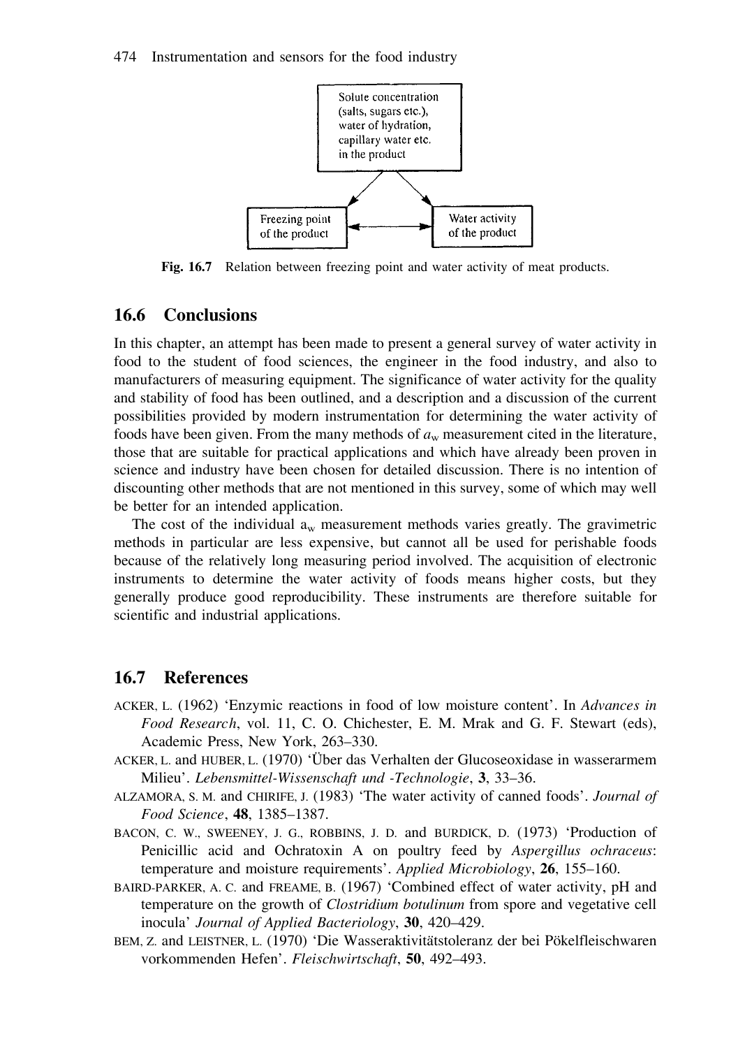Solute concentration (salts, sugars etc.), water of hydration, capillary water etc. in the product

Freezing point of the product ↔ Water activity of the product

**Fig. 16.7** Relation between freezing point and water activity of meat products.

## 16.6 Conclusions

In this chapter, an attempt has been made to present a general survey of water activity in food to the student of food sciences, the engineer in the food industry, and also to manufacturers of measuring equipment. The significance of water activity for the quality and stability of food has been outlined, and a description and a discussion of the current possibilities provided by modern instrumentation for determining the water activity of foods have been given. From the many methods of $a_w$ measurement cited in the literature, those that are suitable for practical applications and which have already been proven in science and industry have been chosen for detailed discussion. There is no intention of discounting other methods that are not mentioned in this survey, some of which may well be better for an intended application.

The cost of the individual $a_w$ measurement methods varies greatly. The gravimetric methods in particular are less expensive, but cannot all be used for perishable foods because of the relatively long measuring period involved. The acquisition of electronic instruments to determine the water activity of foods means higher costs, but they generally produce good reproducibility. These instruments are therefore suitable for scientific and industrial applications.

## 16.7 References

ACKER, L. (1962) 'Enzymic reactions in food of low moisture content'. In *Advances in Food Research*, vol. 11, C. O. Chichester, E. M. Mrak and G. F. Stewart (eds), Academic Press, New York, 263–330.

ACKER, L. and HUBER, L. (1970) 'Über das Verhalten der Glucoseoxidase in wasserarmem Milieu'. *Lebensmittel-Wissenschaft und -Technologie*, **3**, 33–36.

ALZAMORA, S. M. and CHIRIFE, J. (1983) 'The water activity of canned foods'. *Journal of Food Science*, **48**, 1385–1387.

BACON, C. W., SWEENEY, J. G., ROBBINS, J. D. and BURDICK, D. (1973) 'Production of Penicillic acid and Ochratoxin A on poultry feed by *Aspergillus ochraceus*: temperature and moisture requirements'. *Applied Microbiology*, **26**, 155–160.

BAIRD-PARKER, A. C. and FREAME, B. (1967) 'Combined effect of water activity, pH and temperature on the growth of *Clostridium botulinum* from spore and vegetative cell inocula' *Journal of Applied Bacteriology*, **30**, 420–429.

BEM, Z. and LEISTNER, L. (1970) 'Die Wasseraktivitätstoleranz der bei Pökelfleischwaren vorkommenden Hefen'. *Fleischwirtschaft*, **50**, 492–493.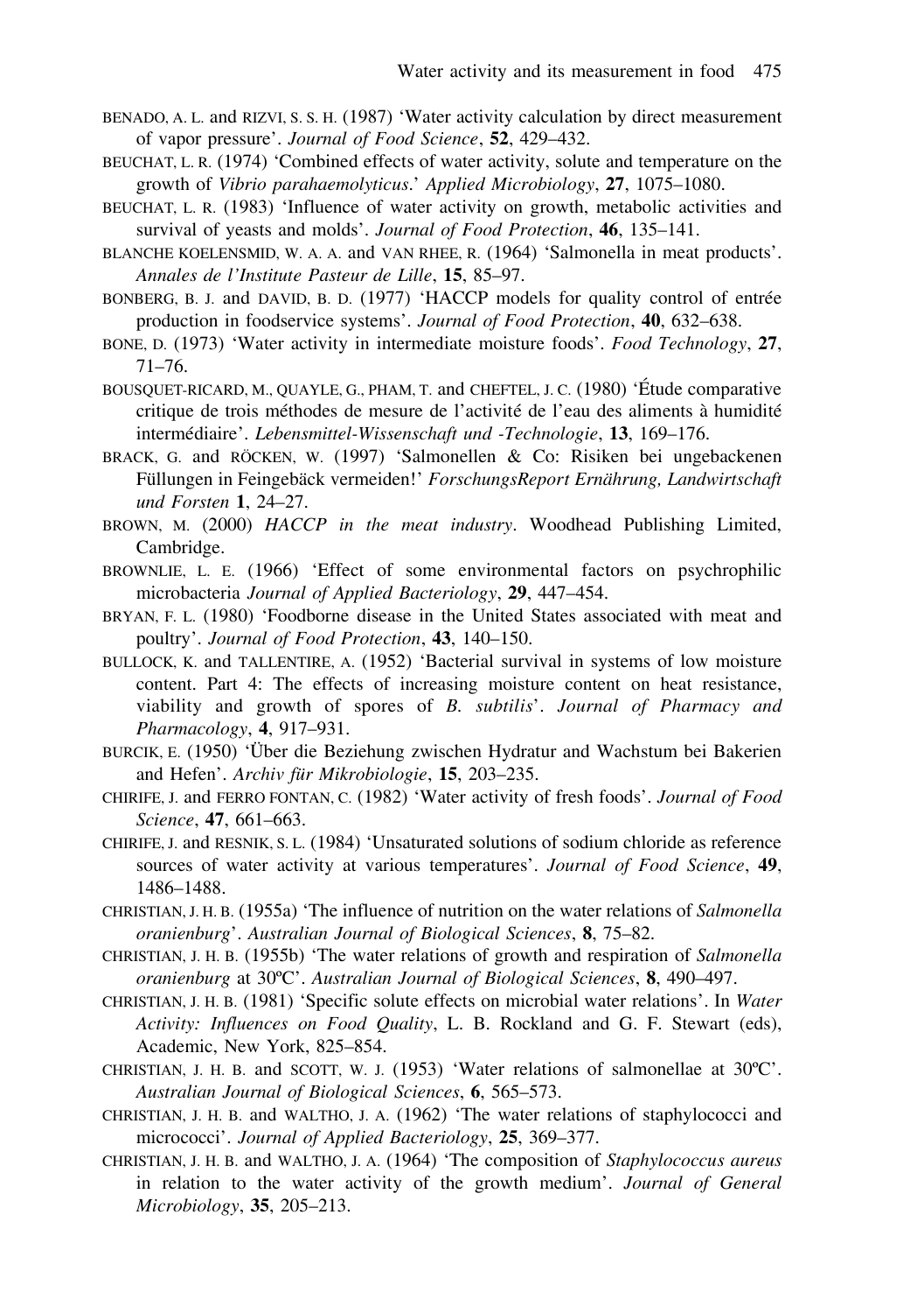BENADO, A. L. and RIZVI, S. S. H. (1987) 'Water activity calculation by direct measurement of vapor pressure'. *Journal of Food Science*, **52**, 429–432.

BEUCHAT, L. R. (1974) 'Combined effects of water activity, solute and temperature on the growth of *Vibrio parahaemolyticus*.' *Applied Microbiology*, **27**, 1075–1080.

BEUCHAT, L. R. (1983) 'Influence of water activity on growth, metabolic activities and survival of yeasts and molds'. *Journal of Food Protection*, **46**, 135–141.

BLANCHE KOELENSMID, W. A. A. and VAN RHEE, R. (1964) 'Salmonella in meat products'. *Annales de l'Institute Pasteur de Lille*, **15**, 85–97.

BONBERG, B. J. and DAVID, B. D. (1977) 'HACCP models for quality control of entrée production in foodservice systems'. *Journal of Food Protection*, **40**, 632–638.

BONE, D. (1973) 'Water activity in intermediate moisture foods'. *Food Technology*, **27**, 71–76.

BOUSQUET-RICARD, M., QUAYLE, G., PHAM, T. and CHEFTEL, J. C. (1980) 'Étude comparative critique de trois méthodes de mesure de l'activité de l'eau des aliments à humidité intermédiaire'. *Lebensmittel-Wissenschaft und -Technologie*, **13**, 169–176.

BRACK, G. and RÖCKEN, W. (1997) 'Salmonellen & Co: Risiken bei ungebackenen Füllungen in Feingebäck vermeiden!' *ForschungsReport Ernährung, Landwirtschaft und Forsten* **1**, 24–27.

BROWN, M. (2000) *HACCP in the meat industry*. Woodhead Publishing Limited, Cambridge.

BROWNLIE, L. E. (1966) 'Effect of some environmental factors on psychrophilic microbacteria *Journal of Applied Bacteriology*, **29**, 447–454.

BRYAN, F. L. (1980) 'Foodborne disease in the United States associated with meat and poultry'. *Journal of Food Protection*, **43**, 140–150.

BULLOCK, K. and TALLENTIRE, A. (1952) 'Bacterial survival in systems of low moisture content. Part 4: The effects of increasing moisture content on heat resistance, viability and growth of spores of *B. subtilis*'. *Journal of Pharmacy and Pharmacology*, **4**, 917–931.

BURCIK, E. (1950) 'Über die Beziehung zwischen Hydratur and Wachstum bei Bakerien and Hefen'. *Archiv für Mikrobiologie*, **15**, 203–235.

CHIRIFE, J. and FERRO FONTAN, C. (1982) 'Water activity of fresh foods'. *Journal of Food Science*, **47**, 661–663.

CHIRIFE, J. and RESNIK, S. L. (1984) 'Unsaturated solutions of sodium chloride as reference sources of water activity at various temperatures'. *Journal of Food Science*, **49**, 1486–1488.

CHRISTIAN, J. H. B. (1955a) 'The influence of nutrition on the water relations of *Salmonella oranienburg*'. *Australian Journal of Biological Sciences*, **8**, 75–82.

CHRISTIAN, J. H. B. (1955b) 'The water relations of growth and respiration of *Salmonella oranienburg* at 30ºC'. *Australian Journal of Biological Sciences*, **8**, 490–497.

CHRISTIAN, J. H. B. (1981) 'Specific solute effects on microbial water relations'. In *Water Activity: Influences on Food Quality*, L. B. Rockland and G. F. Stewart (eds), Academic, New York, 825–854.

CHRISTIAN, J. H. B. and SCOTT, W. J. (1953) 'Water relations of salmonellae at 30ºC'. *Australian Journal of Biological Sciences*, **6**, 565–573.

CHRISTIAN, J. H. B. and WALTHO, J. A. (1962) 'The water relations of staphylococci and micrococci'. *Journal of Applied Bacteriology*, **25**, 369–377.

CHRISTIAN, J. H. B. and WALTHO, J. A. (1964) 'The composition of *Staphylococcus aureus* in relation to the water activity of the growth medium'. *Journal of General Microbiology*, **35**, 205–213.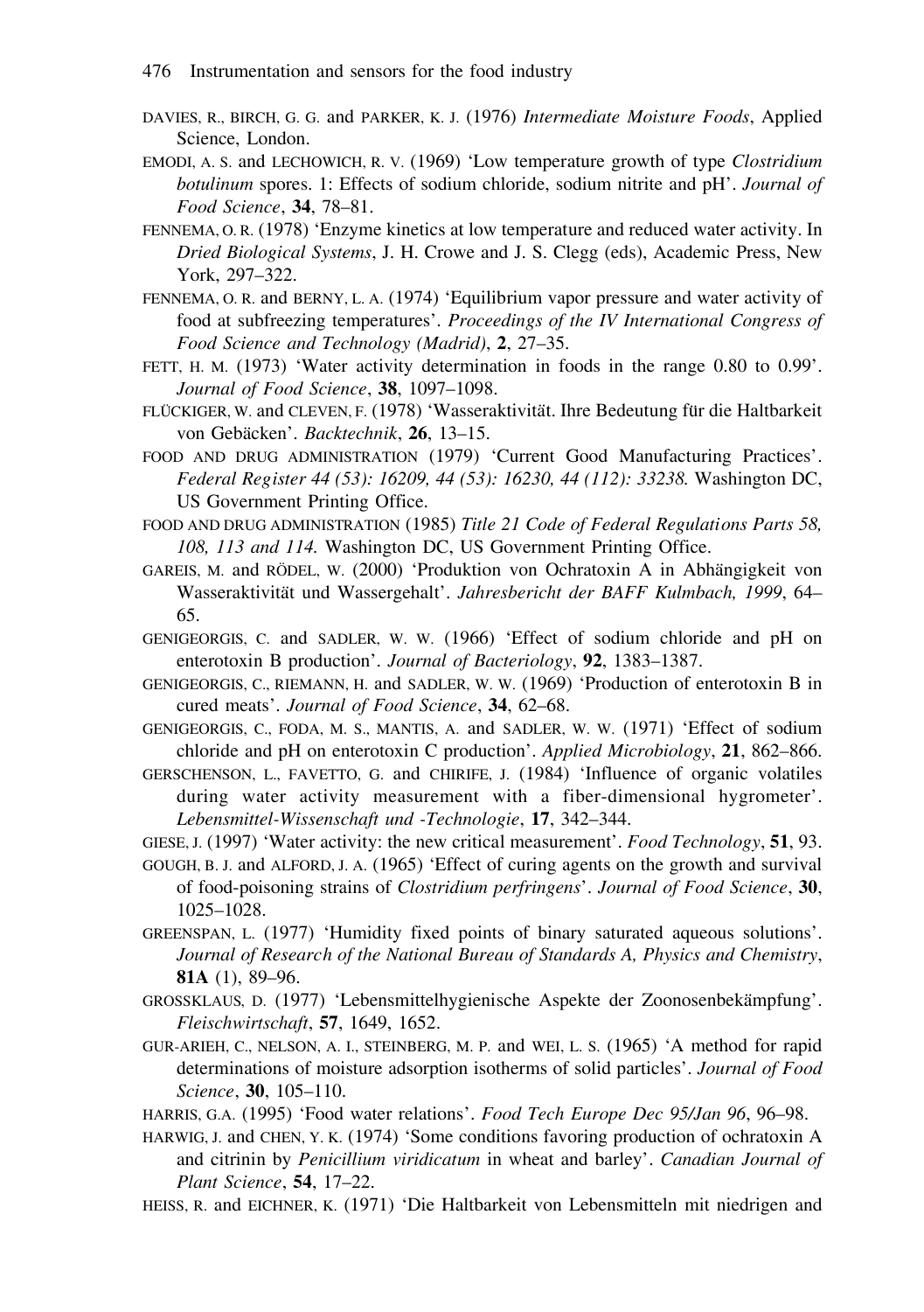DAVIES, R., BIRCH, G. G. and PARKER, K. J. (1976) *Intermediate Moisture Foods*, Applied Science, London.

EMODI, A. S. and LECHOWICH, R. V. (1969) 'Low temperature growth of type *Clostridium botulinum* spores. 1: Effects of sodium chloride, sodium nitrite and pH'. *Journal of Food Science*, **34**, 78–81.

FENNEMA, O. R. (1978) 'Enzyme kinetics at low temperature and reduced water activity. In *Dried Biological Systems*, J. H. Crowe and J. S. Clegg (eds), Academic Press, New York, 297–322.

FENNEMA, O. R. and BERNY, L. A. (1974) 'Equilibrium vapor pressure and water activity of food at subfreezing temperatures'. *Proceedings of the IV International Congress of Food Science and Technology (Madrid)*, **2**, 27–35.

FETT, H. M. (1973) 'Water activity determination in foods in the range 0.80 to 0.99'. *Journal of Food Science*, **38**, 1097–1098.

FLÜCKIGER, W. and CLEVEN, F. (1978) 'Wasseraktivität. Ihre Bedeutung für die Haltbarkeit von Gebäcken'. *Backtechnik*, **26**, 13–15.

FOOD AND DRUG ADMINISTRATION (1979) 'Current Good Manufacturing Practices'. *Federal Register 44 (53): 16209, 44 (53): 16230, 44 (112): 33238.* Washington DC, US Government Printing Office.

FOOD AND DRUG ADMINISTRATION (1985) *Title 21 Code of Federal Regulations Parts 58, 108, 113 and 114.* Washington DC, US Government Printing Office.

GAREIS, M. and RÖDEL, W. (2000) 'Produktion von Ochratoxin A in Abhängigkeit von Wasseraktivität und Wassergehalt'. *Jahresbericht der BAFF Kulmbach, 1999*, 64–65.

GENIGEORGIS, C. and SADLER, W. W. (1966) 'Effect of sodium chloride and pH on enterotoxin B production'. *Journal of Bacteriology*, **92**, 1383–1387.

GENIGEORGIS, C., RIEMANN, H. and SADLER, W. W. (1969) 'Production of enterotoxin B in cured meats'. *Journal of Food Science*, **34**, 62–68.

GENIGEORGIS, C., FODA, M. S., MANTIS, A. and SADLER, W. W. (1971) 'Effect of sodium chloride and pH on enterotoxin C production'. *Applied Microbiology*, **21**, 862–866.

GERSCHENSON, L., FAVETTO, G. and CHIRIFE, J. (1984) 'Influence of organic volatiles during water activity measurement with a fiber-dimensional hygrometer'. *Lebensmittel-Wissenschaft und -Technologie*, **17**, 342–344.

GIESE, J. (1997) 'Water activity: the new critical measurement'. *Food Technology*, **51**, 93.

GOUGH, B. J. and ALFORD, J. A. (1965) 'Effect of curing agents on the growth and survival of food-poisoning strains of *Clostridium perfringens*'. *Journal of Food Science*, **30**, 1025–1028.

GREENSPAN, L. (1977) 'Humidity fixed points of binary saturated aqueous solutions'. *Journal of Research of the National Bureau of Standards A, Physics and Chemistry*, **81A** (1), 89–96.

GROSSKLAUS, D. (1977) 'Lebensmittelhygienische Aspekte der Zoonosenbekämpfung'. *Fleischwirtschaft*, **57**, 1649, 1652.

GUR-ARIEH, C., NELSON, A. I., STEINBERG, M. P. and WEI, L. S. (1965) 'A method for rapid determinations of moisture adsorption isotherms of solid particles'. *Journal of Food Science*, **30**, 105–110.

HARRIS, G.A. (1995) 'Food water relations'. *Food Tech Europe Dec 95/Jan 96*, 96–98.

HARWIG, J. and CHEN, Y. K. (1974) 'Some conditions favoring production of ochratoxin A and citrinin by *Penicillium viridicatum* in wheat and barley'. *Canadian Journal of Plant Science*, **54**, 17–22.

HEISS, R. and EICHNER, K. (1971) 'Die Haltbarkeit von Lebensmitteln mit niedrigen and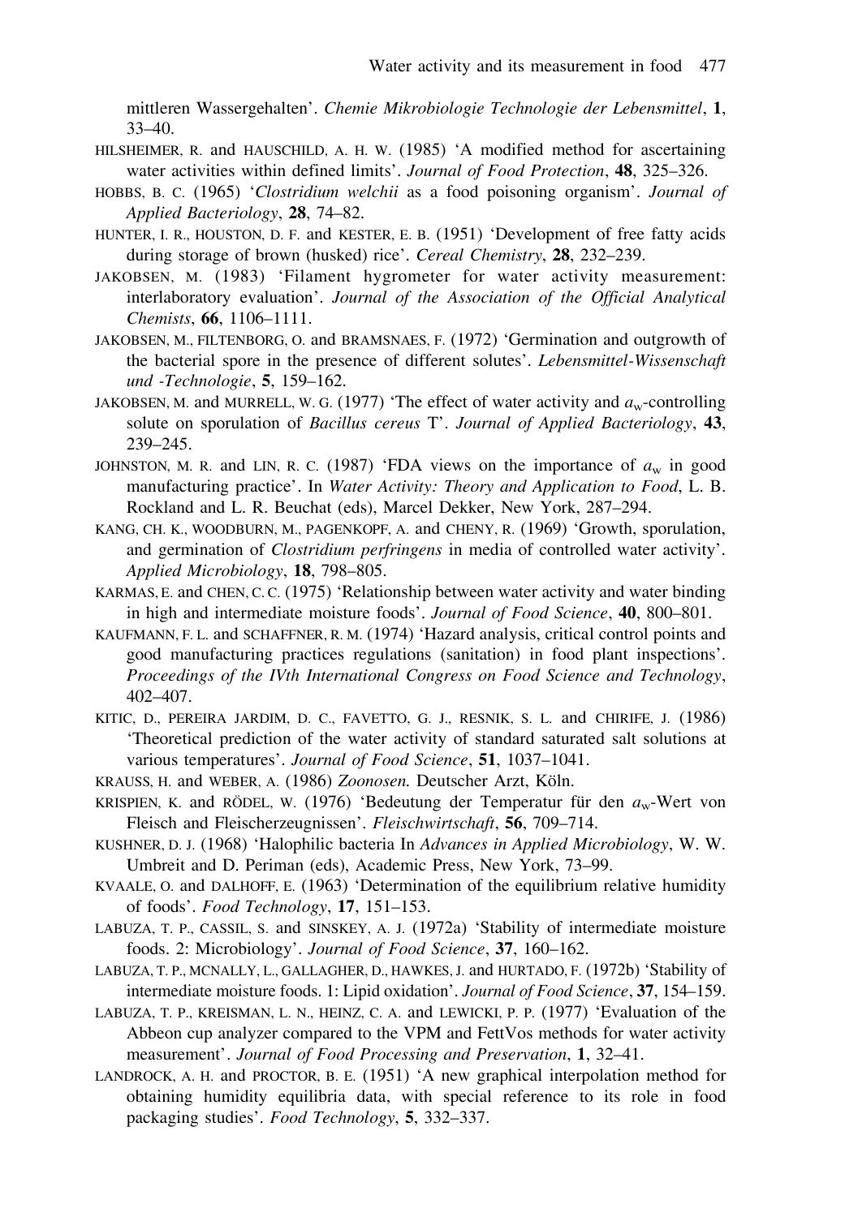mittleren Wassergehalten'. *Chemie Mikrobiologie Technologie der Lebensmittel*, **1**, 33–40.

HILSHEIMER, R. and HAUSCHILD, A. H. W. (1985) 'A modified method for ascertaining water activities within defined limits'. *Journal of Food Protection*, **48**, 325–326.

HOBBS, B. C. (1965) '*Clostridium welchii* as a food poisoning organism'. *Journal of Applied Bacteriology*, **28**, 74–82.

HUNTER, I. R., HOUSTON, D. F. and KESTER, E. B. (1951) 'Development of free fatty acids during storage of brown (husked) rice'. *Cereal Chemistry*, **28**, 232–239.

JAKOBSEN, M. (1983) 'Filament hygrometer for water activity measurement: interlaboratory evaluation'. *Journal of the Association of the Official Analytical Chemists*, **66**, 1106–1111.

JAKOBSEN, M., FILTENBORG, O. and BRAMSNAES, F. (1972) 'Germination and outgrowth of the bacterial spore in the presence of different solutes'. *Lebensmittel-Wissenschaft und -Technologie*, **5**, 159–162.

JAKOBSEN, M. and MURRELL, W. G. (1977) 'The effect of water activity and $a_w$-controlling solute on sporulation of *Bacillus cereus* T'. *Journal of Applied Bacteriology*, **43**, 239–245.

JOHNSTON, M. R. and LIN, R. C. (1987) 'FDA views on the importance of $a_w$ in good manufacturing practice'. In *Water Activity: Theory and Application to Food*, L. B. Rockland and L. R. Beuchat (eds), Marcel Dekker, New York, 287–294.

KANG, CH. K., WOODBURN, M., PAGENKOPF, A. and CHENY, R. (1969) 'Growth, sporulation, and germination of *Clostridium perfringens* in media of controlled water activity'. *Applied Microbiology*, **18**, 798–805.

KARMAS, E. and CHEN, C. C. (1975) 'Relationship between water activity and water binding in high and intermediate moisture foods'. *Journal of Food Science*, **40**, 800–801.

KAUFMANN, F. L. and SCHAFFNER, R. M. (1974) 'Hazard analysis, critical control points and good manufacturing practices regulations (sanitation) in food plant inspections'. *Proceedings of the IVth International Congress on Food Science and Technology*, 402–407.

KITIC, D., PEREIRA JARDIM, D. C., FAVETTO, G. J., RESNIK, S. L. and CHIRIFE, J. (1986) 'Theoretical prediction of the water activity of standard saturated salt solutions at various temperatures'. *Journal of Food Science*, **51**, 1037–1041.

KRAUSS, H. and WEBER, A. (1986) *Zoonosen.* Deutscher Arzt, Köln.

KRISPIEN, K. and RÖDEL, W. (1976) 'Bedeutung der Temperatur für den $a_w$-Wert von Fleisch and Fleischerzeugnissen'. *Fleischwirtschaft*, **56**, 709–714.

KUSHNER, D. J. (1968) 'Halophilic bacteria In *Advances in Applied Microbiology*, W. W. Umbreit and D. Periman (eds), Academic Press, New York, 73–99.

KVAALE, O. and DALHOFF, E. (1963) 'Determination of the equilibrium relative humidity of foods'. *Food Technology*, **17**, 151–153.

LABUZA, T. P., CASSIL, S. and SINSKEY, A. J. (1972a) 'Stability of intermediate moisture foods. 2: Microbiology'. *Journal of Food Science*, **37**, 160–162.

LABUZA, T. P., MCNALLY, L., GALLAGHER, D., HAWKES, J. and HURTADO, F. (1972b) 'Stability of intermediate moisture foods. 1: Lipid oxidation'. *Journal of Food Science*, **37**, 154–159.

LABUZA, T. P., KREISMAN, L. N., HEINZ, C. A. and LEWICKI, P. P. (1977) 'Evaluation of the Abbeon cup analyzer compared to the VPM and FettVos methods for water activity measurement'. *Journal of Food Processing and Preservation*, **1**, 32–41.

LANDROCK, A. H. and PROCTOR, B. E. (1951) 'A new graphical interpolation method for obtaining humidity equilibria data, with special reference to its role in food packaging studies'. *Food Technology*, **5**, 332–337.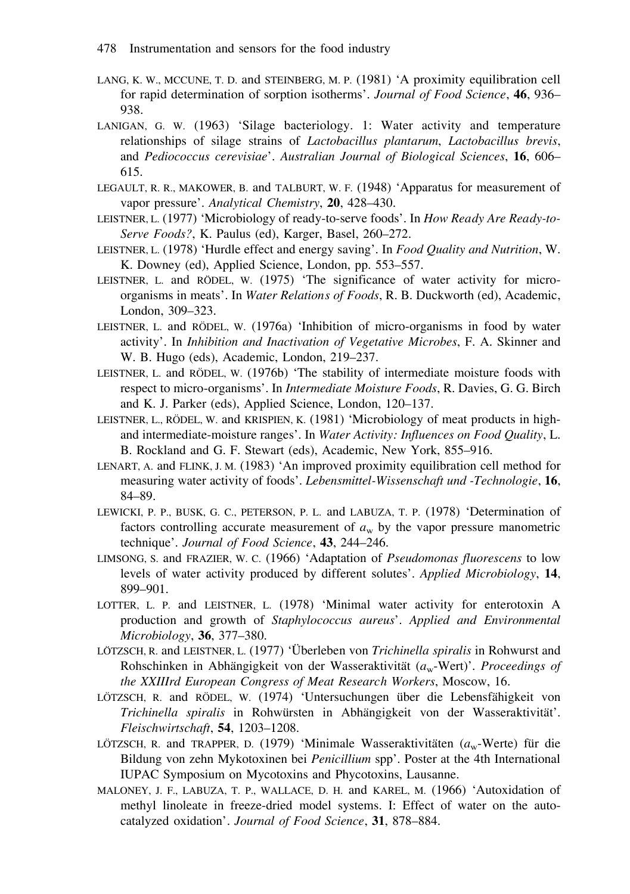LANG, K. W., MCCUNE, T. D. and STEINBERG, M. P. (1981) 'A proximity equilibration cell for rapid determination of sorption isotherms'. *Journal of Food Science*, **46**, 936–938.

LANIGAN, G. W. (1963) 'Silage bacteriology. 1: Water activity and temperature relationships of silage strains of *Lactobacillus plantarum*, *Lactobacillus brevis*, and *Pediococcus cerevisiae*'. *Australian Journal of Biological Sciences*, **16**, 606–615.

LEGAULT, R. R., MAKOWER, B. and TALBURT, W. F. (1948) 'Apparatus for measurement of vapor pressure'. *Analytical Chemistry*, **20**, 428–430.

LEISTNER, L. (1977) 'Microbiology of ready-to-serve foods'. In *How Ready Are Ready-to-Serve Foods?*, K. Paulus (ed), Karger, Basel, 260–272.

LEISTNER, L. (1978) 'Hurdle effect and energy saving'. In *Food Quality and Nutrition*, W. K. Downey (ed), Applied Science, London, pp. 553–557.

LEISTNER, L. and RÖDEL, W. (1975) 'The significance of water activity for micro-organisms in meats'. In *Water Relations of Foods*, R. B. Duckworth (ed), Academic, London, 309–323.

LEISTNER, L. and RÖDEL, W. (1976a) 'Inhibition of micro-organisms in food by water activity'. In *Inhibition and Inactivation of Vegetative Microbes*, F. A. Skinner and W. B. Hugo (eds), Academic, London, 219–237.

LEISTNER, L. and RÖDEL, W. (1976b) 'The stability of intermediate moisture foods with respect to micro-organisms'. In *Intermediate Moisture Foods*, R. Davies, G. G. Birch and K. J. Parker (eds), Applied Science, London, 120–137.

LEISTNER, L., RÖDEL, W. and KRISPIEN, K. (1981) 'Microbiology of meat products in high- and intermediate-moisture ranges'. In *Water Activity: Influences on Food Quality*, L. B. Rockland and G. F. Stewart (eds), Academic, New York, 855–916.

LENART, A. and FLINK, J. M. (1983) 'An improved proximity equilibration cell method for measuring water activity of foods'. *Lebensmittel-Wissenschaft und -Technologie*, **16**, 84–89.

LEWICKI, P. P., BUSK, G. C., PETERSON, P. L. and LABUZA, T. P. (1978) 'Determination of factors controlling accurate measurement of $a_w$ by the vapor pressure manometric technique'. *Journal of Food Science*, **43**, 244–246.

LIMSONG, S. and FRAZIER, W. C. (1966) 'Adaptation of *Pseudomonas fluorescens* to low levels of water activity produced by different solutes'. *Applied Microbiology*, **14**, 899–901.

LOTTER, L. P. and LEISTNER, L. (1978) 'Minimal water activity for enterotoxin A production and growth of *Staphylococcus aureus*'. *Applied and Environmental Microbiology*, **36**, 377–380.

LÖTZSCH, R. and LEISTNER, L. (1977) 'Überleben von *Trichinella spiralis* in Rohwurst and Rohschinken in Abhängigkeit von der Wasseraktivität ($a_w$-Wert)'. *Proceedings of the XXIIIrd European Congress of Meat Research Workers*, Moscow, 16.

LÖTZSCH, R. and RÖDEL, W. (1974) 'Untersuchungen über die Lebensfähigkeit von *Trichinella spiralis* in Rohwürsten in Abhängigkeit von der Wasseraktivität'. *Fleischwirtschaft*, **54**, 1203–1208.

LÖTZSCH, R. and TRAPPER, D. (1979) 'Minimale Wasseraktivitäten ($a_w$-Werte) für die Bildung von zehn Mykotoxinen bei *Penicillium* spp'. Poster at the 4th International IUPAC Symposium on Mycotoxins and Phycotoxins, Lausanne.

MALONEY, J. F., LABUZA, T. P., WALLACE, D. H. and KAREL, M. (1966) 'Autoxidation of methyl linoleate in freeze-dried model systems. I: Effect of water on the autocatalyzed oxidation'. *Journal of Food Science*, **31**, 878–884.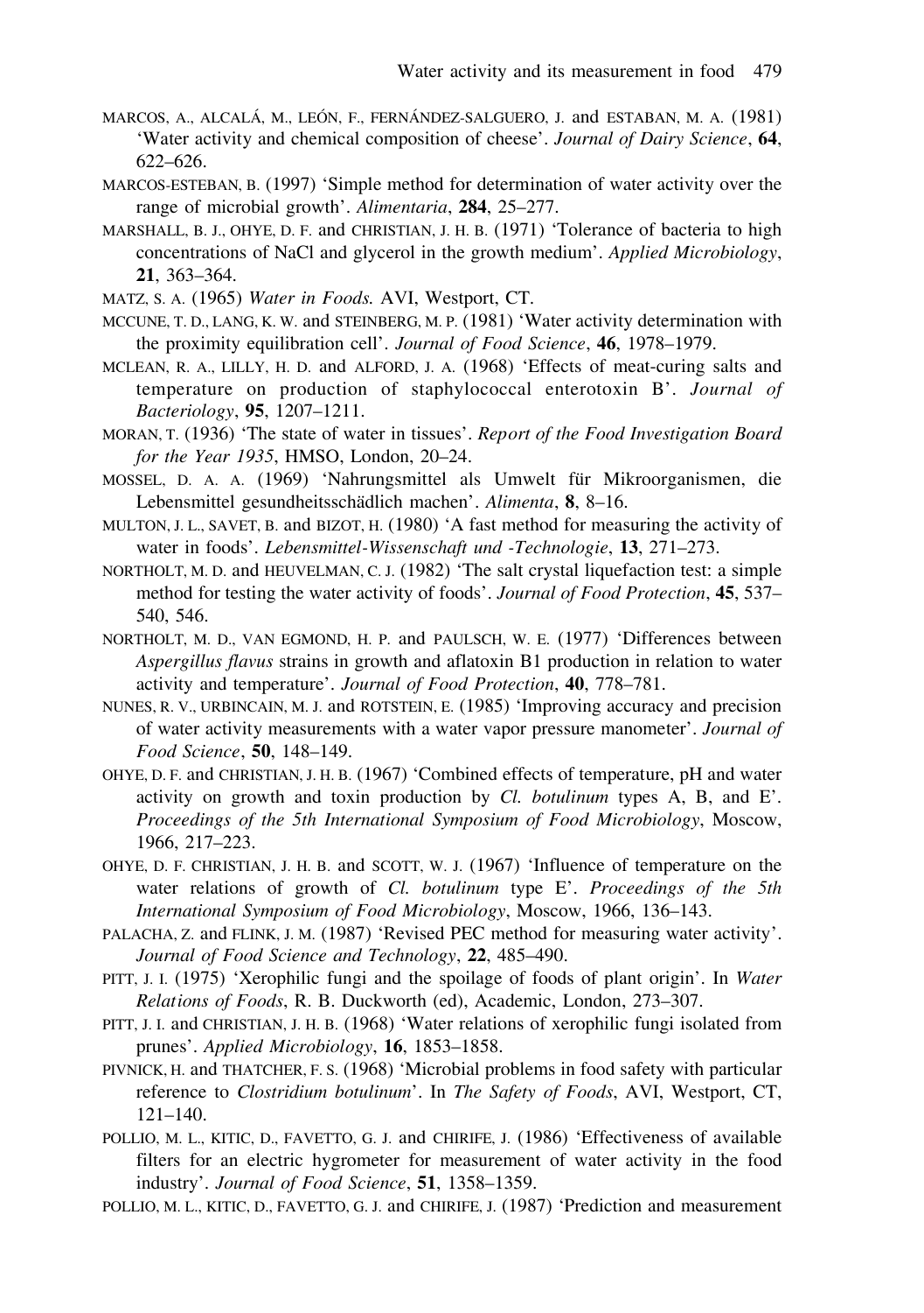MARCOS, A., ALCALÁ, M., LEÓN, F., FERNÁNDEZ-SALGUERO, J. and ESTABAN, M. A. (1981) 'Water activity and chemical composition of cheese'. *Journal of Dairy Science*, **64**, 622–626.

MARCOS-ESTEBAN, B. (1997) 'Simple method for determination of water activity over the range of microbial growth'. *Alimentaria*, **284**, 25–277.

MARSHALL, B. J., OHYE, D. F. and CHRISTIAN, J. H. B. (1971) 'Tolerance of bacteria to high concentrations of NaCl and glycerol in the growth medium'. *Applied Microbiology*, **21**, 363–364.

MATZ, S. A. (1965) *Water in Foods.* AVI, Westport, CT.

MCCUNE, T. D., LANG, K. W. and STEINBERG, M. P. (1981) 'Water activity determination with the proximity equilibration cell'. *Journal of Food Science*, **46**, 1978–1979.

MCLEAN, R. A., LILLY, H. D. and ALFORD, J. A. (1968) 'Effects of meat-curing salts and temperature on production of staphylococcal enterotoxin B'. *Journal of Bacteriology*, **95**, 1207–1211.

MORAN, T. (1936) 'The state of water in tissues'. *Report of the Food Investigation Board for the Year 1935*, HMSO, London, 20–24.

MOSSEL, D. A. A. (1969) 'Nahrungsmittel als Umwelt für Mikroorganismen, die Lebensmittel gesundheitsschädlich machen'. *Alimenta*, **8**, 8–16.

MULTON, J. L., SAVET, B. and BIZOT, H. (1980) 'A fast method for measuring the activity of water in foods'. *Lebensmittel-Wissenschaft und -Technologie*, **13**, 271–273.

NORTHOLT, M. D. and HEUVELMAN, C. J. (1982) 'The salt crystal liquefaction test: a simple method for testing the water activity of foods'. *Journal of Food Protection*, **45**, 537–540, 546.

NORTHOLT, M. D., VAN EGMOND, H. P. and PAULSCH, W. E. (1977) 'Differences between *Aspergillus flavus* strains in growth and aflatoxin B1 production in relation to water activity and temperature'. *Journal of Food Protection*, **40**, 778–781.

NUNES, R. V., URBINCAIN, M. J. and ROTSTEIN, E. (1985) 'Improving accuracy and precision of water activity measurements with a water vapor pressure manometer'. *Journal of Food Science*, **50**, 148–149.

OHYE, D. F. and CHRISTIAN, J. H. B. (1967) 'Combined effects of temperature, pH and water activity on growth and toxin production by *Cl. botulinum* types A, B, and E'. *Proceedings of the 5th International Symposium of Food Microbiology*, Moscow, 1966, 217–223.

OHYE, D. F. CHRISTIAN, J. H. B. and SCOTT, W. J. (1967) 'Influence of temperature on the water relations of growth of *Cl. botulinum* type E'. *Proceedings of the 5th International Symposium of Food Microbiology*, Moscow, 1966, 136–143.

PALACHA, Z. and FLINK, J. M. (1987) 'Revised PEC method for measuring water activity'. *Journal of Food Science and Technology*, **22**, 485–490.

PITT, J. I. (1975) 'Xerophilic fungi and the spoilage of foods of plant origin'. In *Water Relations of Foods*, R. B. Duckworth (ed), Academic, London, 273–307.

PITT, J. I. and CHRISTIAN, J. H. B. (1968) 'Water relations of xerophilic fungi isolated from prunes'. *Applied Microbiology*, **16**, 1853–1858.

PIVNICK, H. and THATCHER, F. S. (1968) 'Microbial problems in food safety with particular reference to *Clostridium botulinum*'. In *The Safety of Foods*, AVI, Westport, CT, 121–140.

POLLIO, M. L., KITIC, D., FAVETTO, G. J. and CHIRIFE, J. (1986) 'Effectiveness of available filters for an electric hygrometer for measurement of water activity in the food industry'. *Journal of Food Science*, **51**, 1358–1359.

POLLIO, M. L., KITIC, D., FAVETTO, G. J. and CHIRIFE, J. (1987) 'Prediction and measurement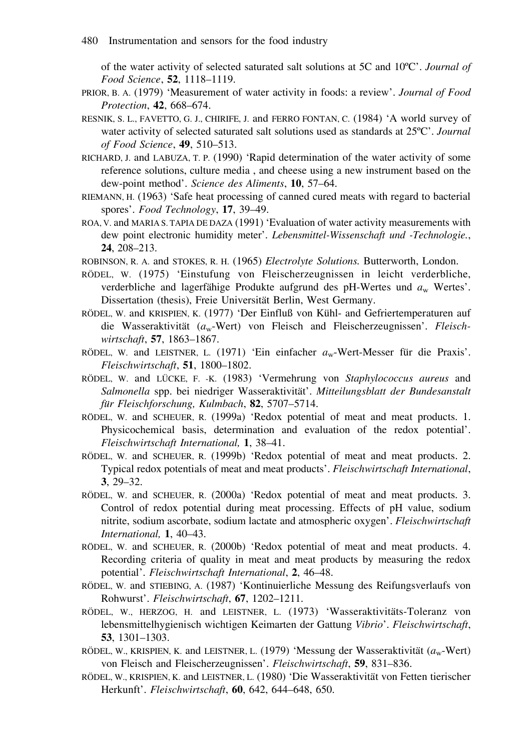of the water activity of selected saturated salt solutions at 5C and 10ºC'. *Journal of Food Science*, **52**, 1118–1119.

PRIOR, B. A. (1979) 'Measurement of water activity in foods: a review'. *Journal of Food Protection*, **42**, 668–674.

RESNIK, S. L., FAVETTO, G. J., CHIRIFE, J. and FERRO FONTAN, C. (1984) 'A world survey of water activity of selected saturated salt solutions used as standards at 25ºC'. *Journal of Food Science*, **49**, 510–513.

RICHARD, J. and LABUZA, T. P. (1990) 'Rapid determination of the water activity of some reference solutions, culture media , and cheese using a new instrument based on the dew-point method'. *Science des Aliments*, **10**, 57–64.

RIEMANN, H. (1963) 'Safe heat processing of canned cured meats with regard to bacterial spores'. *Food Technology*, **17**, 39–49.

ROA, V. and MARIA S. TAPIA DE DAZA (1991) 'Evaluation of water activity measurements with dew point electronic humidity meter'. *Lebensmittel-Wissenschaft und -Technologie.*, **24**, 208–213.

ROBINSON, R. A. and STOKES, R. H. (1965) *Electrolyte Solutions.* Butterworth, London.

RÖDEL, W. (1975) 'Einstufung von Fleischerzeugnissen in leicht verderbliche, verderbliche and lagerfähige Produkte aufgrund des pH-Wertes und $a_w$ Wertes'. Dissertation (thesis), Freie Universität Berlin, West Germany.

RÖDEL, W. and KRISPIEN, K. (1977) 'Der Einfluß von Kühl- and Gefriertemperaturen auf die Wasseraktivität ($a_w$-Wert) von Fleisch and Fleischerzeugnissen'. *Fleischwirtschaft*, **57**, 1863–1867.

RÖDEL, W. and LEISTNER, L. (1971) 'Ein einfacher $a_w$-Wert-Messer für die Praxis'. *Fleischwirtschaft*, **51**, 1800–1802.

RÖDEL, W. and LÜCKE, F. -K. (1983) 'Vermehrung von *Staphylococcus aureus* and *Salmonella* spp. bei niedriger Wasseraktivität'. *Mitteilungsblatt der Bundesanstalt für Fleischforschung, Kulmbach*, **82**, 5707–5714.

RÖDEL, W. and SCHEUER, R. (1999a) 'Redox potential of meat and meat products. 1. Physicochemical basis, determination and evaluation of the redox potential'. *Fleischwirtschaft International,* **1**, 38–41.

RÖDEL, W. and SCHEUER, R. (1999b) 'Redox potential of meat and meat products. 2. Typical redox potentials of meat and meat products'. *Fleischwirtschaft International*, **3**, 29–32.

RÖDEL, W. and SCHEUER, R. (2000a) 'Redox potential of meat and meat products. 3. Control of redox potential during meat processing. Effects of pH value, sodium nitrite, sodium ascorbate, sodium lactate and atmospheric oxygen'. *Fleischwirtschaft International,* **1**, 40–43.

RÖDEL, W. and SCHEUER, R. (2000b) 'Redox potential of meat and meat products. 4. Recording criteria of quality in meat and meat products by measuring the redox potential'. *Fleischwirtschaft International*, **2**, 46–48.

RÖDEL, W. and STIEBING, A. (1987) 'Kontinuierliche Messung des Reifungsverlaufs von Rohwurst'. *Fleischwirtschaft*, **67**, 1202–1211.

RÖDEL, W., HERZOG, H. and LEISTNER, L. (1973) 'Wasseraktivitäts-Toleranz von lebensmittelhygienisch wichtigen Keimarten der Gattung *Vibrio*'. *Fleischwirtschaft*, **53**, 1301–1303.

RÖDEL, W., KRISPIEN, K. and LEISTNER, L. (1979) 'Messung der Wasseraktivität ($a_w$-Wert) von Fleisch and Fleischerzeugnissen'. *Fleischwirtschaft*, **59**, 831–836.

RÖDEL, W., KRISPIEN, K. and LEISTNER, L. (1980) 'Die Wasseraktivität von Fetten tierischer Herkunft'. *Fleischwirtschaft*, **60**, 642, 644–648, 650.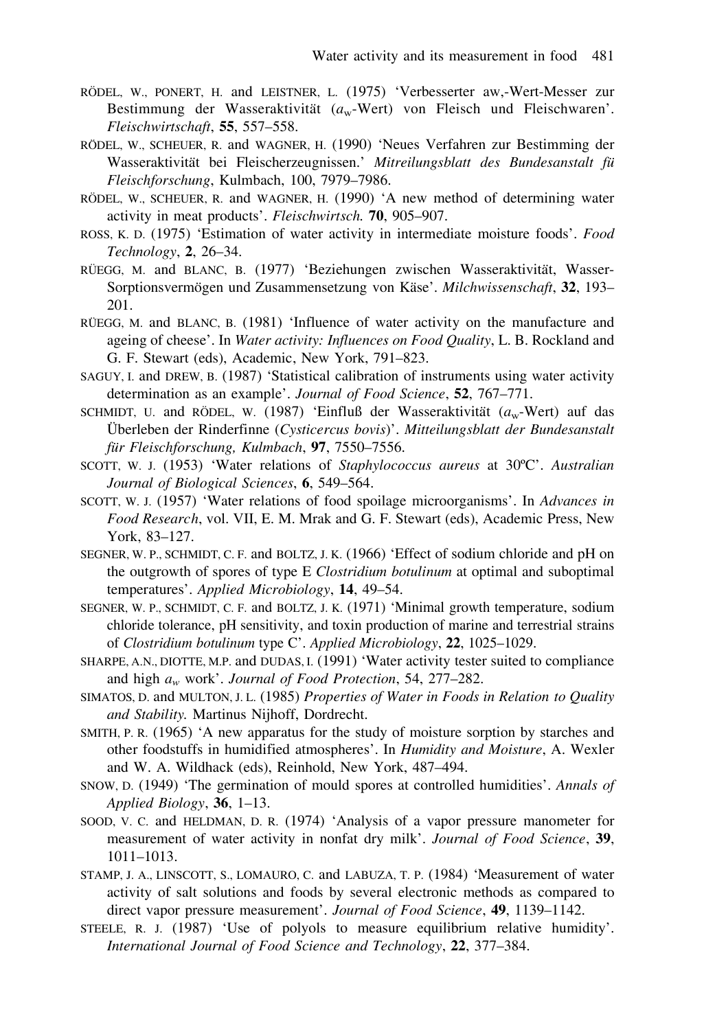RÖDEL, W., PONERT, H. and LEISTNER, L. (1975) 'Verbesserter aw,-Wert-Messer zur Bestimmung der Wasseraktivität ($a_w$-Wert) von Fleisch und Fleischwaren'. *Fleischwirtschaft*, **55**, 557–558.

RÖDEL, W., SCHEUER, R. and WAGNER, H. (1990) 'Neues Verfahren zur Bestimming der Wasseraktivität bei Fleischerzeugnissen.' *Mitreilungsblatt des Bundesanstalt fü Fleischforschung*, Kulmbach, 100, 7979–7986.

RÖDEL, W., SCHEUER, R. and WAGNER, H. (1990) 'A new method of determining water activity in meat products'. *Fleischwirtsch.* **70**, 905–907.

ROSS, K. D. (1975) 'Estimation of water activity in intermediate moisture foods'. *Food Technology*, **2**, 26–34.

RÜEGG, M. and BLANC, B. (1977) 'Beziehungen zwischen Wasseraktivität, Wasser-Sorptionsvermögen und Zusammensetzung von Käse'. *Milchwissenschaft*, **32**, 193–201.

RÜEGG, M. and BLANC, B. (1981) 'Influence of water activity on the manufacture and ageing of cheese'. In *Water activity: Influences on Food Quality*, L. B. Rockland and G. F. Stewart (eds), Academic, New York, 791–823.

SAGUY, I. and DREW, B. (1987) 'Statistical calibration of instruments using water activity determination as an example'. *Journal of Food Science*, **52**, 767–771.

SCHMIDT, U. and RÖDEL, W. (1987) 'Einfluß der Wasseraktivität ($a_w$-Wert) auf das Überleben der Rinderfinne (*Cysticercus bovis*)'. *Mitteilungsblatt der Bundesanstalt für Fleischforschung, Kulmbach*, **97**, 7550–7556.

SCOTT, W. J. (1953) 'Water relations of *Staphylococcus aureus* at 30ºC'. *Australian Journal of Biological Sciences*, **6**, 549–564.

SCOTT, W. J. (1957) 'Water relations of food spoilage microorganisms'. In *Advances in Food Research*, vol. VII, E. M. Mrak and G. F. Stewart (eds), Academic Press, New York, 83–127.

SEGNER, W. P., SCHMIDT, C. F. and BOLTZ, J. K. (1966) 'Effect of sodium chloride and pH on the outgrowth of spores of type E *Clostridium botulinum* at optimal and suboptimal temperatures'. *Applied Microbiology*, **14**, 49–54.

SEGNER, W. P., SCHMIDT, C. F. and BOLTZ, J. K. (1971) 'Minimal growth temperature, sodium chloride tolerance, pH sensitivity, and toxin production of marine and terrestrial strains of *Clostridium botulinum* type C'. *Applied Microbiology*, **22**, 1025–1029.

SHARPE, A.N., DIOTTE, M.P. and DUDAS, I. (1991) 'Water activity tester suited to compliance and high $a_w$ work'. *Journal of Food Protection*, 54, 277–282.

SIMATOS, D. and MULTON, J. L. (1985) *Properties of Water in Foods in Relation to Quality and Stability.* Martinus Nijhoff, Dordrecht.

SMITH, P. R. (1965) 'A new apparatus for the study of moisture sorption by starches and other foodstuffs in humidified atmospheres'. In *Humidity and Moisture*, A. Wexler and W. A. Wildhack (eds), Reinhold, New York, 487–494.

SNOW, D. (1949) 'The germination of mould spores at controlled humidities'. *Annals of Applied Biology*, **36**, 1–13.

SOOD, V. C. and HELDMAN, D. R. (1974) 'Analysis of a vapor pressure manometer for measurement of water activity in nonfat dry milk'. *Journal of Food Science*, **39**, 1011–1013.

STAMP, J. A., LINSCOTT, S., LOMAURO, C. and LABUZA, T. P. (1984) 'Measurement of water activity of salt solutions and foods by several electronic methods as compared to direct vapor pressure measurement'. *Journal of Food Science*, **49**, 1139–1142.

STEELE, R. J. (1987) 'Use of polyols to measure equilibrium relative humidity'. *International Journal of Food Science and Technology*, **22**, 377–384.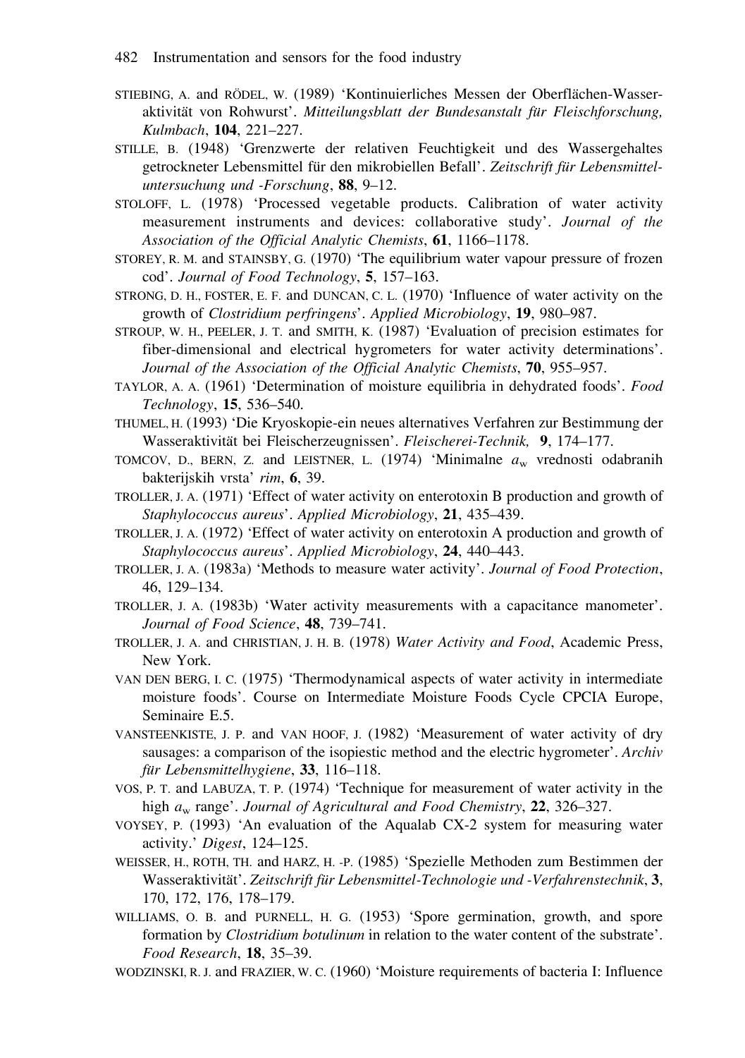STIEBING, A. and RÖDEL, W. (1989) 'Kontinuierliches Messen der Oberflächen-Wasseraktivität von Rohwurst'. *Mitteilungsblatt der Bundesanstalt für Fleischforschung, Kulmbach*, **104**, 221–227.

STILLE, B. (1948) 'Grenzwerte der relativen Feuchtigkeit und des Wassergehaltes getrockneter Lebensmittel für den mikrobiellen Befall'. *Zeitschrift für Lebensmitteluntersuchung und -Forschung*, **88**, 9–12.

STOLOFF, L. (1978) 'Processed vegetable products. Calibration of water activity measurement instruments and devices: collaborative study'. *Journal of the Association of the Official Analytic Chemists*, **61**, 1166–1178.

STOREY, R. M. and STAINSBY, G. (1970) 'The equilibrium water vapour pressure of frozen cod'. *Journal of Food Technology*, **5**, 157–163.

STRONG, D. H., FOSTER, E. F. and DUNCAN, C. L. (1970) 'Influence of water activity on the growth of *Clostridium perfringens*'. *Applied Microbiology*, **19**, 980–987.

STROUP, W. H., PEELER, J. T. and SMITH, K. (1987) 'Evaluation of precision estimates for fiber-dimensional and electrical hygrometers for water activity determinations'. *Journal of the Association of the Official Analytic Chemists*, **70**, 955–957.

TAYLOR, A. A. (1961) 'Determination of moisture equilibria in dehydrated foods'. *Food Technology*, **15**, 536–540.

THUMEL, H. (1993) 'Die Kryoskopie-ein neues alternatives Verfahren zur Bestimmung der Wasseraktivität bei Fleischerzeugnissen'. *Fleischerei-Technik,* **9**, 174–177.

TOMCOV, D., BERN, Z. and LEISTNER, L. (1974) 'Minimalne $a_w$ vrednosti odabranih bakterijskih vrsta' *rim*, **6**, 39.

TROLLER, J. A. (1971) 'Effect of water activity on enterotoxin B production and growth of *Staphylococcus aureus*'. *Applied Microbiology*, **21**, 435–439.

TROLLER, J. A. (1972) 'Effect of water activity on enterotoxin A production and growth of *Staphylococcus aureus*'. *Applied Microbiology*, **24**, 440–443.

TROLLER, J. A. (1983a) 'Methods to measure water activity'. *Journal of Food Protection*, 46, 129–134.

TROLLER, J. A. (1983b) 'Water activity measurements with a capacitance manometer'. *Journal of Food Science*, **48**, 739–741.

TROLLER, J. A. and CHRISTIAN, J. H. B. (1978) *Water Activity and Food*, Academic Press, New York.

VAN DEN BERG, I. C. (1975) 'Thermodynamical aspects of water activity in intermediate moisture foods'. Course on Intermediate Moisture Foods Cycle CPCIA Europe, Seminaire E.5.

VANSTEENKISTE, J. P. and VAN HOOF, J. (1982) 'Measurement of water activity of dry sausages: a comparison of the isopiestic method and the electric hygrometer'. *Archiv für Lebensmittelhygiene*, **33**, 116–118.

VOS, P. T. and LABUZA, T. P. (1974) 'Technique for measurement of water activity in the high $a_w$ range'. *Journal of Agricultural and Food Chemistry*, **22**, 326–327.

VOYSEY, P. (1993) 'An evaluation of the Aqualab CX-2 system for measuring water activity.' *Digest*, 124–125.

WEISSER, H., ROTH, TH. and HARZ, H. -P. (1985) 'Spezielle Methoden zum Bestimmen der Wasseraktivität'. *Zeitschrift für Lebensmittel-Technologie und -Verfahrenstechnik*, **3**, 170, 172, 176, 178–179.

WILLIAMS, O. B. and PURNELL, H. G. (1953) 'Spore germination, growth, and spore formation by *Clostridium botulinum* in relation to the water content of the substrate'. *Food Research*, **18**, 35–39.

WODZINSKI, R. J. and FRAZIER, W. C. (1960) 'Moisture requirements of bacteria I: Influence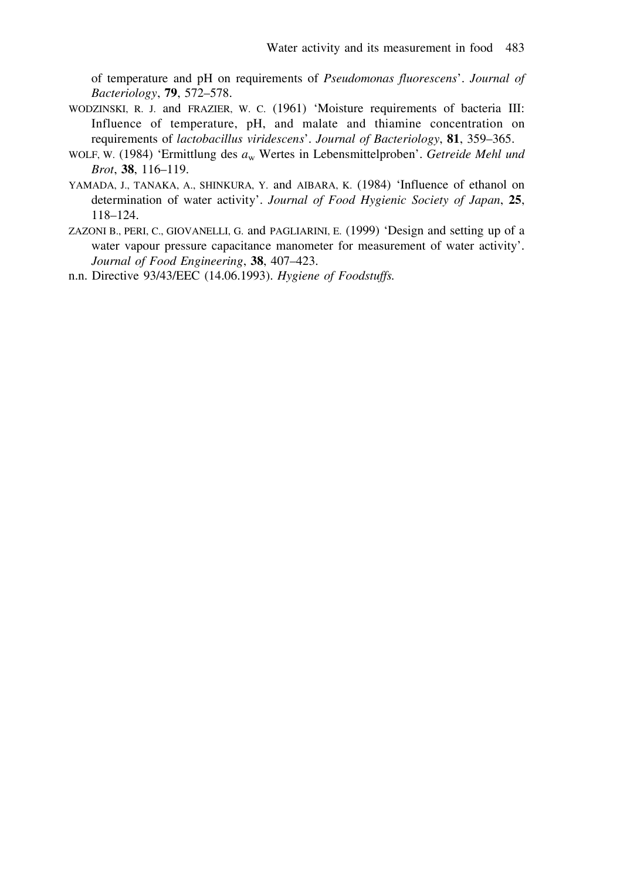of temperature and pH on requirements of *Pseudomonas fluorescens*'. *Journal of Bacteriology*, **79**, 572–578.

WODZINSKI, R. J. and FRAZIER, W. C. (1961) 'Moisture requirements of bacteria III: Influence of temperature, pH, and malate and thiamine concentration on requirements of *lactobacillus viridescens*'. *Journal of Bacteriology*, **81**, 359–365.

WOLF, W. (1984) 'Ermittlung des $a_w$ Wertes in Lebensmittelproben'. *Getreide Mehl und Brot*, **38**, 116–119.

YAMADA, J., TANAKA, A., SHINKURA, Y. and AIBARA, K. (1984) 'Influence of ethanol on determination of water activity'. *Journal of Food Hygienic Society of Japan*, **25**, 118–124.

ZAZONI B., PERI, C., GIOVANELLI, G. and PAGLIARINI, E. (1999) 'Design and setting up of a water vapour pressure capacitance manometer for measurement of water activity'. *Journal of Food Engineering*, **38**, 407–423.

n.n. Directive 93/43/EEC (14.06.1993). *Hygiene of Foodstuffs.*